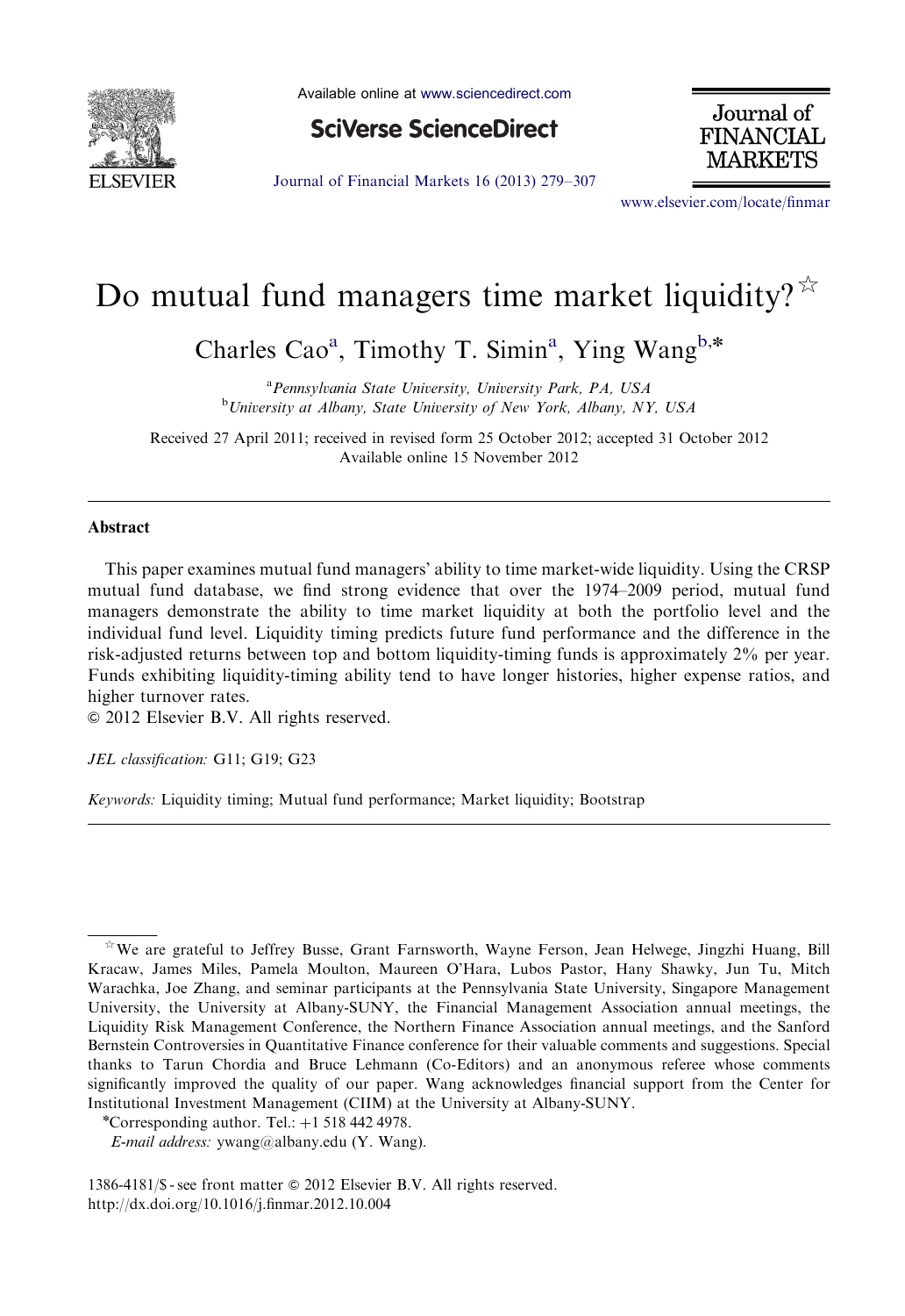# Do mutual fund managers time market liquidity?[☆]

Charles Cao[a], Timothy T. Simin[a], Ying Wang[b,*]

[a]Pennsylvania State University, University Park, PA, USA

[b]University at Albany, State University of New York, Albany, NY, USA

Received 27 April 2011; received in revised form 25 October 2012; accepted 31 October 2012
Available online 15 November 2012

## Abstract

This paper examines mutual fund managers' ability to time market-wide liquidity. Using the CRSP mutual fund database, we find strong evidence that over the 1974–2009 period, mutual fund managers demonstrate the ability to time market liquidity at both the portfolio level and the individual fund level. Liquidity timing predicts future fund performance and the difference in the risk-adjusted returns between top and bottom liquidity-timing funds is approximately 2% per year. Funds exhibiting liquidity-timing ability tend to have longer histories, higher expense ratios, and higher turnover rates.

© 2012 Elsevier B.V. All rights reserved.

*JEL classification:* G11; G19; G23

*Keywords:* Liquidity timing; Mutual fund performance; Market liquidity; Bootstrap

---

[☆]We are grateful to Jeffrey Busse, Grant Farnsworth, Wayne Ferson, Jean Helwege, Jingzhi Huang, Bill Kracaw, James Miles, Pamela Moulton, Maureen O'Hara, Lubos Pastor, Hany Shawky, Jun Tu, Mitch Warachka, Joe Zhang, and seminar participants at the Pennsylvania State University, Singapore Management University, the University at Albany-SUNY, the Financial Management Association annual meetings, the Liquidity Risk Management Conference, the Northern Finance Association annual meetings, and the Sanford Bernstein Controversies in Quantitative Finance conference for their valuable comments and suggestions. Special thanks to Tarun Chordia and Bruce Lehmann (Co-Editors) and an anonymous referee whose comments significantly improved the quality of our paper. Wang acknowledges financial support from the Center for Institutional Investment Management (CIIM) at the University at Albany-SUNY.

*Corresponding author. Tel.: +1 518 442 4978.

*E-mail address:* ywang@albany.edu (Y. Wang).

1386-4181/$ - see front matter © 2012 Elsevier B.V. All rights reserved.
http://dx.doi.org/10.1016/j.finmar.2012.10.004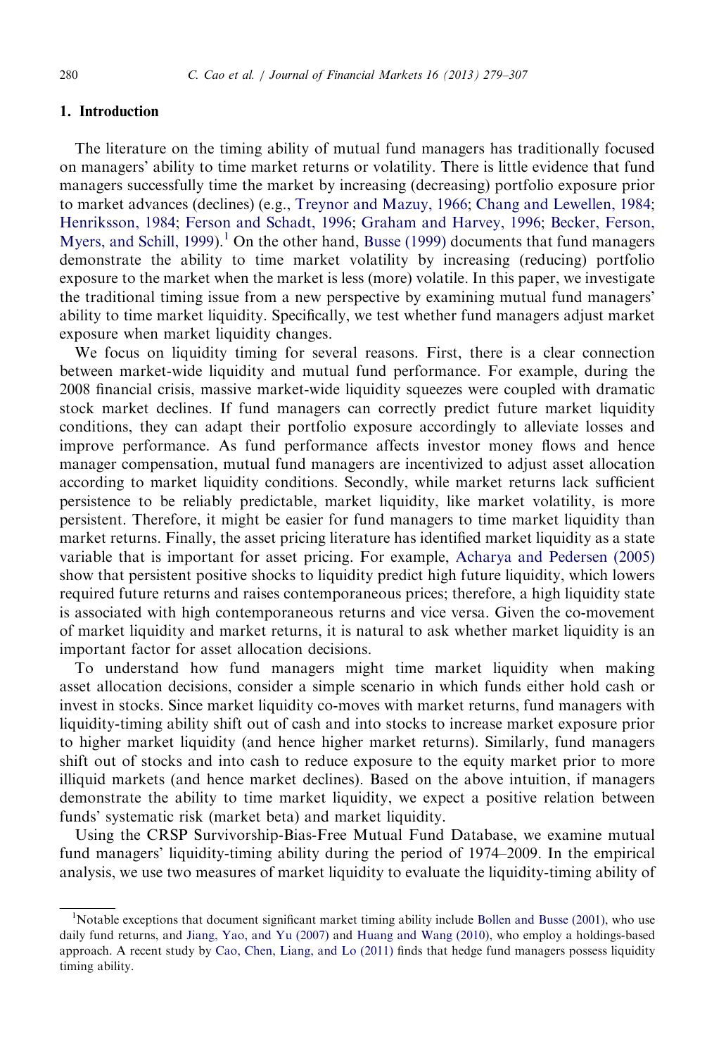## 1. Introduction

The literature on the timing ability of mutual fund managers has traditionally focused on managers' ability to time market returns or volatility. There is little evidence that fund managers successfully time the market by increasing (decreasing) portfolio exposure prior to market advances (declines) (e.g., Treynor and Mazuy, 1966; Chang and Lewellen, 1984; Henriksson, 1984; Ferson and Schadt, 1996; Graham and Harvey, 1996; Becker, Ferson, Myers, and Schill, 1999).[1] On the other hand, Busse (1999) documents that fund managers demonstrate the ability to time market volatility by increasing (reducing) portfolio exposure to the market when the market is less (more) volatile. In this paper, we investigate the traditional timing issue from a new perspective by examining mutual fund managers' ability to time market liquidity. Specifically, we test whether fund managers adjust market exposure when market liquidity changes.

We focus on liquidity timing for several reasons. First, there is a clear connection between market-wide liquidity and mutual fund performance. For example, during the 2008 financial crisis, massive market-wide liquidity squeezes were coupled with dramatic stock market declines. If fund managers can correctly predict future market liquidity conditions, they can adapt their portfolio exposure accordingly to alleviate losses and improve performance. As fund performance affects investor money flows and hence manager compensation, mutual fund managers are incentivized to adjust asset allocation according to market liquidity conditions. Secondly, while market returns lack sufficient persistence to be reliably predictable, market liquidity, like market volatility, is more persistent. Therefore, it might be easier for fund managers to time market liquidity than market returns. Finally, the asset pricing literature has identified market liquidity as a state variable that is important for asset pricing. For example, Acharya and Pedersen (2005) show that persistent positive shocks to liquidity predict high future liquidity, which lowers required future returns and raises contemporaneous prices; therefore, a high liquidity state is associated with high contemporaneous returns and vice versa. Given the co-movement of market liquidity and market returns, it is natural to ask whether market liquidity is an important factor for asset allocation decisions.

To understand how fund managers might time market liquidity when making asset allocation decisions, consider a simple scenario in which funds either hold cash or invest in stocks. Since market liquidity co-moves with market returns, fund managers with liquidity-timing ability shift out of cash and into stocks to increase market exposure prior to higher market liquidity (and hence higher market returns). Similarly, fund managers shift out of stocks and into cash to reduce exposure to the equity market prior to more illiquid markets (and hence market declines). Based on the above intuition, if managers demonstrate the ability to time market liquidity, we expect a positive relation between funds' systematic risk (market beta) and market liquidity.

Using the CRSP Survivorship-Bias-Free Mutual Fund Database, we examine mutual fund managers' liquidity-timing ability during the period of 1974–2009. In the empirical analysis, we use two measures of market liquidity to evaluate the liquidity-timing ability of

[1] Notable exceptions that document significant market timing ability include Bollen and Busse (2001), who use daily fund returns, and Jiang, Yao, and Yu (2007) and Huang and Wang (2010), who employ a holdings-based approach. A recent study by Cao, Chen, Liang, and Lo (2011) finds that hedge fund managers possess liquidity timing ability.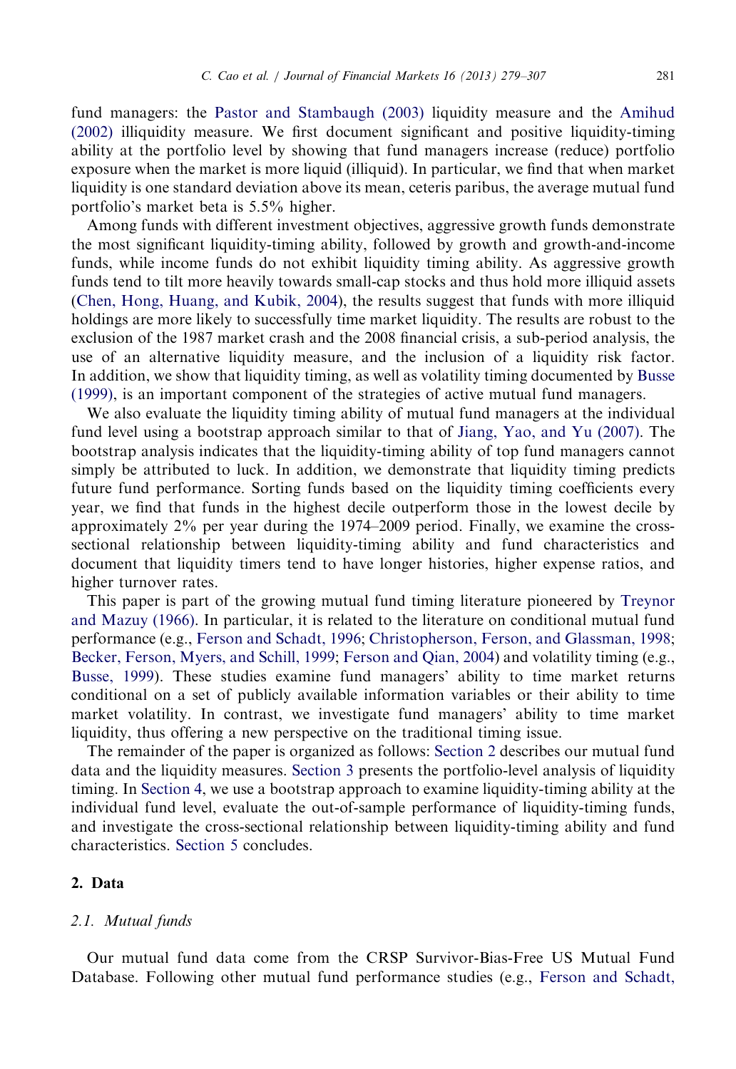fund managers: the Pastor and Stambaugh (2003) liquidity measure and the Amihud (2002) illiquidity measure. We first document significant and positive liquidity-timing ability at the portfolio level by showing that fund managers increase (reduce) portfolio exposure when the market is more liquid (illiquid). In particular, we find that when market liquidity is one standard deviation above its mean, ceteris paribus, the average mutual fund portfolio's market beta is 5.5% higher.

Among funds with different investment objectives, aggressive growth funds demonstrate the most significant liquidity-timing ability, followed by growth and growth-and-income funds, while income funds do not exhibit liquidity timing ability. As aggressive growth funds tend to tilt more heavily towards small-cap stocks and thus hold more illiquid assets (Chen, Hong, Huang, and Kubik, 2004), the results suggest that funds with more illiquid holdings are more likely to successfully time market liquidity. The results are robust to the exclusion of the 1987 market crash and the 2008 financial crisis, a sub-period analysis, the use of an alternative liquidity measure, and the inclusion of a liquidity risk factor. In addition, we show that liquidity timing, as well as volatility timing documented by Busse (1999), is an important component of the strategies of active mutual fund managers.

We also evaluate the liquidity timing ability of mutual fund managers at the individual fund level using a bootstrap approach similar to that of Jiang, Yao, and Yu (2007). The bootstrap analysis indicates that the liquidity-timing ability of top fund managers cannot simply be attributed to luck. In addition, we demonstrate that liquidity timing predicts future fund performance. Sorting funds based on the liquidity timing coefficients every year, we find that funds in the highest decile outperform those in the lowest decile by approximately 2% per year during the 1974–2009 period. Finally, we examine the cross-sectional relationship between liquidity-timing ability and fund characteristics and document that liquidity timers tend to have longer histories, higher expense ratios, and higher turnover rates.

This paper is part of the growing mutual fund timing literature pioneered by Treynor and Mazuy (1966). In particular, it is related to the literature on conditional mutual fund performance (e.g., Ferson and Schadt, 1996; Christopherson, Ferson, and Glassman, 1998; Becker, Ferson, Myers, and Schill, 1999; Ferson and Qian, 2004) and volatility timing (e.g., Busse, 1999). These studies examine fund managers' ability to time market returns conditional on a set of publicly available information variables or their ability to time market volatility. In contrast, we investigate fund managers' ability to time market liquidity, thus offering a new perspective on the traditional timing issue.

The remainder of the paper is organized as follows: Section 2 describes our mutual fund data and the liquidity measures. Section 3 presents the portfolio-level analysis of liquidity timing. In Section 4, we use a bootstrap approach to examine liquidity-timing ability at the individual fund level, evaluate the out-of-sample performance of liquidity-timing funds, and investigate the cross-sectional relationship between liquidity-timing ability and fund characteristics. Section 5 concludes.

## 2. Data

### 2.1. Mutual funds

Our mutual fund data come from the CRSP Survivor-Bias-Free US Mutual Fund Database. Following other mutual fund performance studies (e.g., Ferson and Schadt,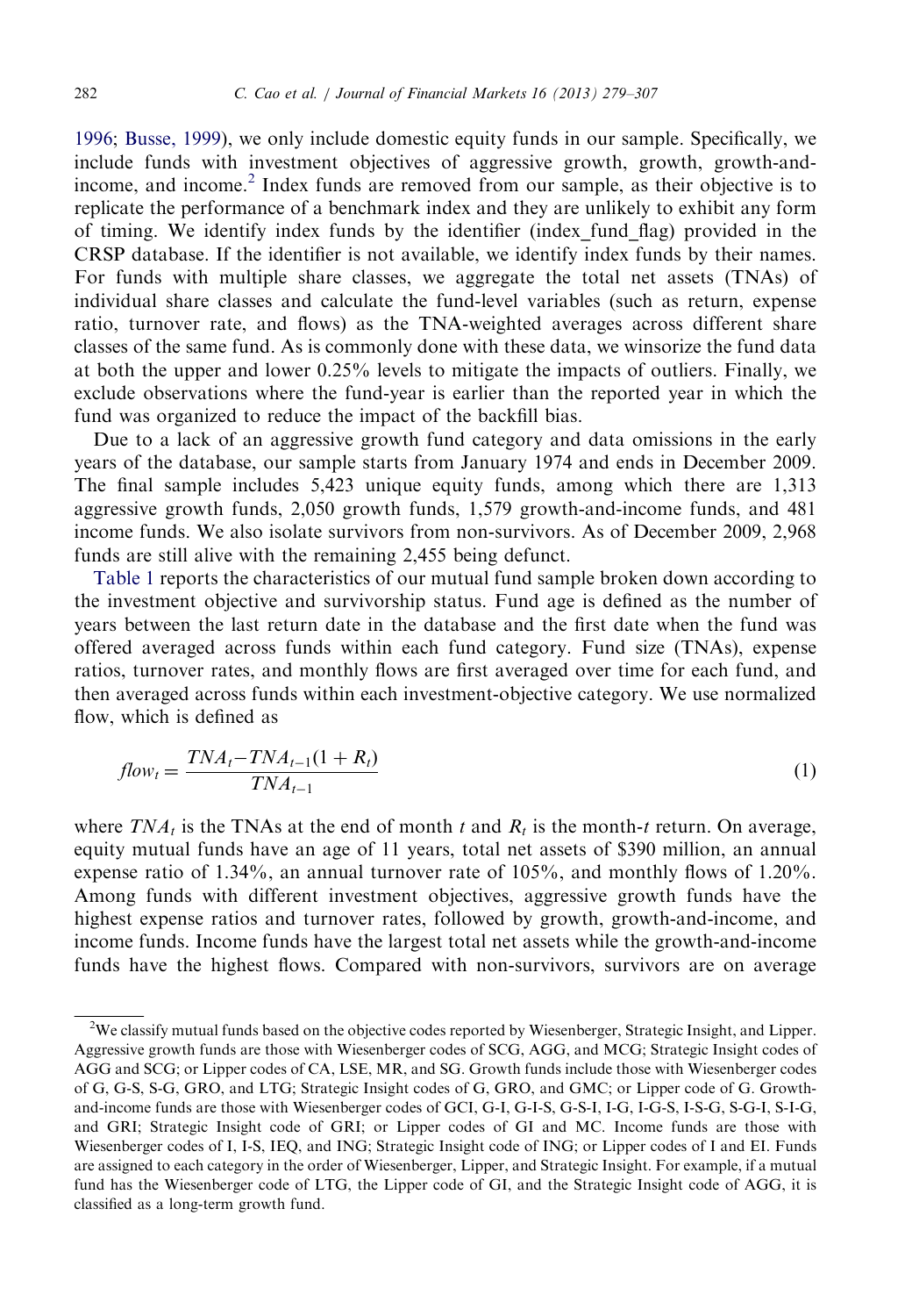1996; Busse, 1999), we only include domestic equity funds in our sample. Specifically, we include funds with investment objectives of aggressive growth, growth, growth-and-income, and income.[2] Index funds are removed from our sample, as their objective is to replicate the performance of a benchmark index and they are unlikely to exhibit any form of timing. We identify index funds by the identifier (index_fund_flag) provided in the CRSP database. If the identifier is not available, we identify index funds by their names. For funds with multiple share classes, we aggregate the total net assets (TNAs) of individual share classes and calculate the fund-level variables (such as return, expense ratio, turnover rate, and flows) as the TNA-weighted averages across different share classes of the same fund. As is commonly done with these data, we winsorize the fund data at both the upper and lower 0.25% levels to mitigate the impacts of outliers. Finally, we exclude observations where the fund-year is earlier than the reported year in which the fund was organized to reduce the impact of the backfill bias.

Due to a lack of an aggressive growth fund category and data omissions in the early years of the database, our sample starts from January 1974 and ends in December 2009. The final sample includes 5,423 unique equity funds, among which there are 1,313 aggressive growth funds, 2,050 growth funds, 1,579 growth-and-income funds, and 481 income funds. We also isolate survivors from non-survivors. As of December 2009, 2,968 funds are still alive with the remaining 2,455 being defunct.

Table 1 reports the characteristics of our mutual fund sample broken down according to the investment objective and survivorship status. Fund age is defined as the number of years between the last return date in the database and the first date when the fund was offered averaged across funds within each fund category. Fund size (TNAs), expense ratios, turnover rates, and monthly flows are first averaged over time for each fund, and then averaged across funds within each investment-objective category. We use normalized flow, which is defined as

$$flow_t = \frac{TNA_t - TNA_{t-1}(1 + R_t)}{TNA_{t-1}} \tag{1}$$

where $TNA_t$ is the TNAs at the end of month $t$ and $R_t$ is the month-$t$ return. On average, equity mutual funds have an age of 11 years, total net assets of \$390 million, an annual expense ratio of 1.34%, an annual turnover rate of 105%, and monthly flows of 1.20%. Among funds with different investment objectives, aggressive growth funds have the highest expense ratios and turnover rates, followed by growth, growth-and-income, and income funds. Income funds have the largest total net assets while the growth-and-income funds have the highest flows. Compared with non-survivors, survivors are on average

---

[2] We classify mutual funds based on the objective codes reported by Wiesenberger, Strategic Insight, and Lipper. Aggressive growth funds are those with Wiesenberger codes of SCG, AGG, and MCG; Strategic Insight codes of AGG and SCG; or Lipper codes of CA, LSE, MR, and SG. Growth funds include those with Wiesenberger codes of G, G-S, S-G, GRO, and LTG; Strategic Insight codes of G, GRO, and GMC; or Lipper code of G. Growth-and-income funds are those with Wiesenberger codes of GCI, G-I, G-I-S, G-S-I, I-G, I-G-S, I-S-G, S-G-I, S-I-G, and GRI; Strategic Insight code of GRI; or Lipper codes of GI and MC. Income funds are those with Wiesenberger codes of I, I-S, IEQ, and ING; Strategic Insight code of ING; or Lipper codes of I and EI. Funds are assigned to each category in the order of Wiesenberger, Lipper, and Strategic Insight. For example, if a mutual fund has the Wiesenberger code of LTG, the Lipper code of GI, and the Strategic Insight code of AGG, it is classified as a long-term growth fund.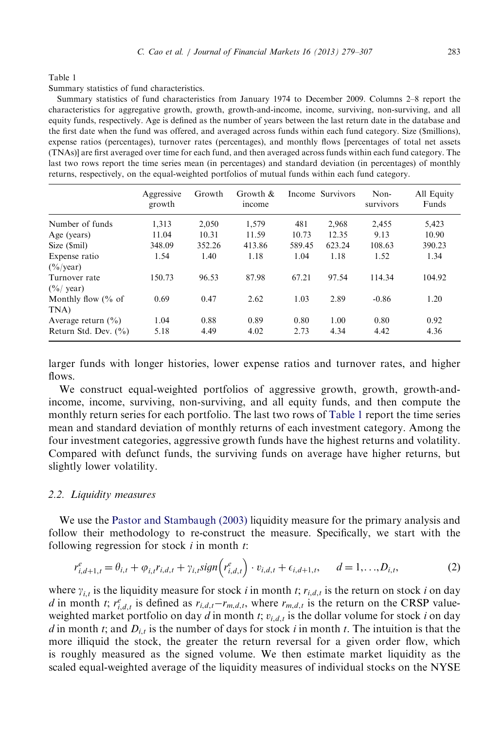Table 1

Summary statistics of fund characteristics.

Summary statistics of fund characteristics from January 1974 to December 2009. Columns 2–8 report the characteristics for aggregative growth, growth, growth-and-income, income, surviving, non-surviving, and all equity funds, respectively. Age is defined as the number of years between the last return date in the database and the first date when the fund was offered, and averaged across funds within each fund category. Size ($millions), expense ratios (percentages), turnover rates (percentages), and monthly flows [percentages of total net assets (TNAs)] are first averaged over time for each fund, and then averaged across funds within each fund category. The last two rows report the time series mean (in percentages) and standard deviation (in percentages) of monthly returns, respectively, on the equal-weighted portfolios of mutual funds within each fund category.

| | Aggressive growth | Growth | Growth & income | Income | Survivors | Non-survivors | All Equity Funds |
|---|---|---|---|---|---|---|---|
| Number of funds | 1,313 | 2,050 | 1,579 | 481 | 2,968 | 2,455 | 5,423 |
| Age (years) | 11.04 | 10.31 | 11.59 | 10.73 | 12.35 | 9.13 | 10.90 |
| Size ($mil) | 348.09 | 352.26 | 413.86 | 589.45 | 623.24 | 108.63 | 390.23 |
| Expense ratio (%/year) | 1.54 | 1.40 | 1.18 | 1.04 | 1.18 | 1.52 | 1.34 |
| Turnover rate (%/ year) | 150.73 | 96.53 | 87.98 | 67.21 | 97.54 | 114.34 | 104.92 |
| Monthly flow (% of TNA) | 0.69 | 0.47 | 2.62 | 1.03 | 2.89 | -0.86 | 1.20 |
| Average return (%) | 1.04 | 0.88 | 0.89 | 0.80 | 1.00 | 0.80 | 0.92 |
| Return Std. Dev. (%) | 5.18 | 4.49 | 4.02 | 2.73 | 4.34 | 4.42 | 4.36 |

larger funds with longer histories, lower expense ratios and turnover rates, and higher flows.

We construct equal-weighted portfolios of aggressive growth, growth, growth-and-income, income, surviving, non-surviving, and all equity funds, and then compute the monthly return series for each portfolio. The last two rows of Table 1 report the time series mean and standard deviation of monthly returns of each investment category. Among the four investment categories, aggressive growth funds have the highest returns and volatility. Compared with defunct funds, the surviving funds on average have higher returns, but slightly lower volatility.

### 2.2. Liquidity measures

We use the Pastor and Stambaugh (2003) liquidity measure for the primary analysis and follow their methodology to re-construct the measure. Specifically, we start with the following regression for stock $i$ in month $t$:

$$r^{e}_{i,d+1,t} = \theta_{i,t} + \varphi_{i,t} r_{i,d,t} + \gamma_{i,t} sign\left(r^{e}_{i,d,t}\right) \cdot v_{i,d,t} + \epsilon_{i,d+1,t}, \quad d = 1,\ldots,D_{i,t}, \tag{2}$$

where $\gamma_{i,t}$ is the liquidity measure for stock $i$ in month $t$; $r_{i,d,t}$ is the return on stock $i$ on day $d$ in month $t$; $r^{e}_{i,d,t}$ is defined as $r_{i,d,t} - r_{m,d,t}$, where $r_{m,d,t}$ is the return on the CRSP value-weighted market portfolio on day $d$ in month $t$; $v_{i,d,t}$ is the dollar volume for stock $i$ on day $d$ in month $t$; and $D_{i,t}$ is the number of days for stock $i$ in month $t$. The intuition is that the more illiquid the stock, the greater the return reversal for a given order flow, which is roughly measured as the signed volume. We then estimate market liquidity as the scaled equal-weighted average of the liquidity measures of individual stocks on the NYSE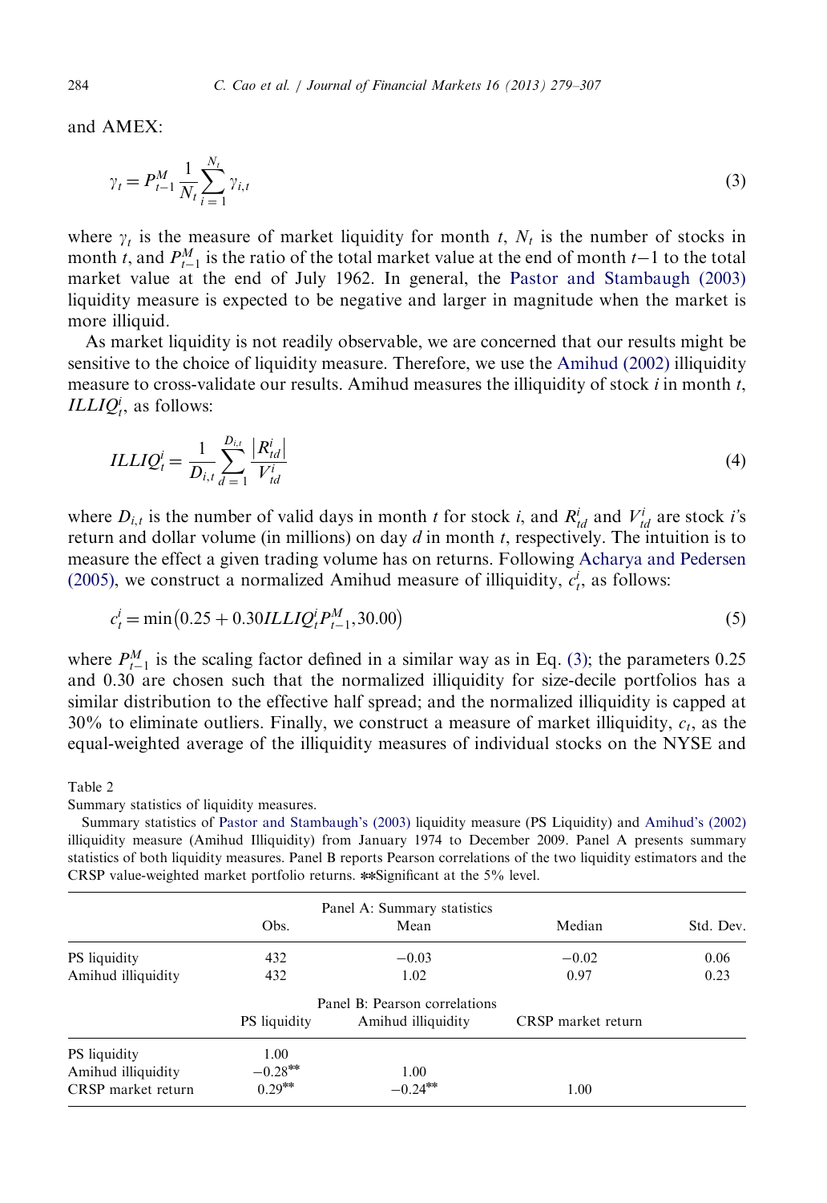and AMEX:

$$\gamma_t = P_{t-1}^M \frac{1}{N_t} \sum_{i=1}^{N_t} \gamma_{i,t} \tag{3}$$

where $\gamma_t$ is the measure of market liquidity for month $t$, $N_t$ is the number of stocks in month $t$, and $P_{t-1}^M$ is the ratio of the total market value at the end of month $t-1$ to the total market value at the end of July 1962. In general, the Pastor and Stambaugh (2003) liquidity measure is expected to be negative and larger in magnitude when the market is more illiquid.

As market liquidity is not readily observable, we are concerned that our results might be sensitive to the choice of liquidity measure. Therefore, we use the Amihud (2002) illiquidity measure to cross-validate our results. Amihud measures the illiquidity of stock $i$ in month $t$, $ILLIQ_t^i$, as follows:

$$ILLIQ_t^i = \frac{1}{D_{i,t}} \sum_{d=1}^{D_{i,t}} \frac{\left|R_{td}^i\right|}{V_{td}^i} \tag{4}$$

where $D_{i,t}$ is the number of valid days in month $t$ for stock $i$, and $R_{td}^i$ and $V_{td}^i$ are stock $i$'s return and dollar volume (in millions) on day $d$ in month $t$, respectively. The intuition is to measure the effect a given trading volume has on returns. Following Acharya and Pedersen (2005), we construct a normalized Amihud measure of illiquidity, $c_t^i$, as follows:

$$c_t^i = \min\left(0.25 + 0.30 ILLIQ_t^i P_{t-1}^M, 30.00\right) \tag{5}$$

where $P_{t-1}^M$ is the scaling factor defined in a similar way as in Eq. (3); the parameters 0.25 and 0.30 are chosen such that the normalized illiquidity for size-decile portfolios has a similar distribution to the effective half spread; and the normalized illiquidity is capped at 30% to eliminate outliers. Finally, we construct a measure of market illiquidity, $c_t$, as the equal-weighted average of the illiquidity measures of individual stocks on the NYSE and

Table 2

Summary statistics of liquidity measures.

Summary statistics of Pastor and Stambaugh's (2003) liquidity measure (PS Liquidity) and Amihud's (2002) illiquidity measure (Amihud Illiquidity) from January 1974 to December 2009. Panel A presents summary statistics of both liquidity measures. Panel B reports Pearson correlations of the two liquidity estimators and the CRSP value-weighted market portfolio returns. **Significant at the 5% level.

| Panel A: Summary statistics | | | | |
|---|---|---|---|---|
| | Obs. | Mean | Median | Std. Dev. |
| PS liquidity | 432 | −0.03 | −0.02 | 0.06 |
| Amihud illiquidity | 432 | 1.02 | 0.97 | 0.23 |

| Panel B: Pearson correlations | | | |
|---|---|---|---|
| | PS liquidity | Amihud illiquidity | CRSP market return |
| PS liquidity | 1.00 | | |
| Amihud illiquidity | −0.28** | 1.00 | |
| CRSP market return | 0.29** | −0.24** | 1.00 |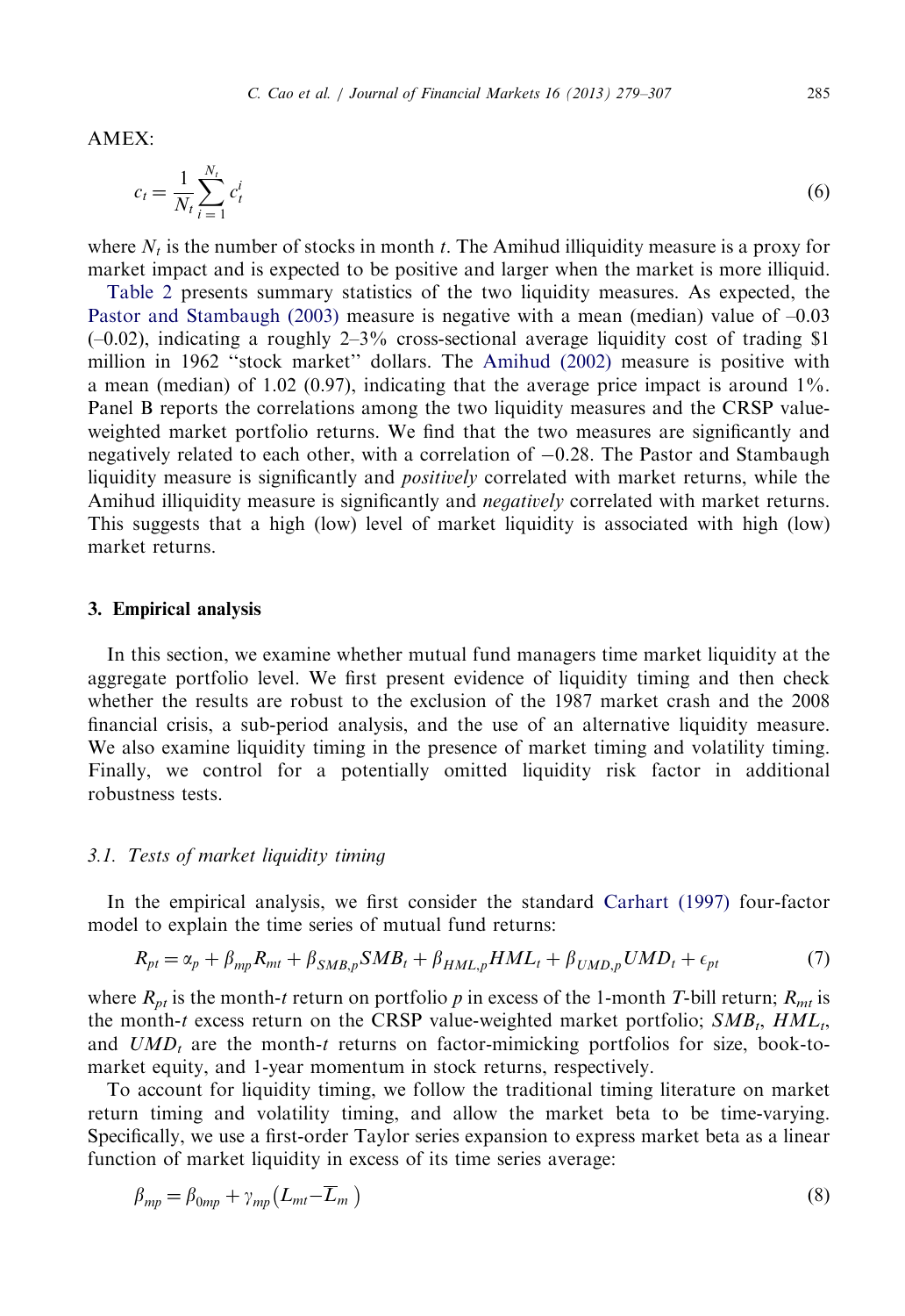AMEX:

$$c_t = \frac{1}{N_t} \sum_{i=1}^{N_t} c_t^i \tag{6}$$

where $N_t$ is the number of stocks in month $t$. The Amihud illiquidity measure is a proxy for market impact and is expected to be positive and larger when the market is more illiquid.

Table 2 presents summary statistics of the two liquidity measures. As expected, the Pastor and Stambaugh (2003) measure is negative with a mean (median) value of –0.03 (–0.02), indicating a roughly 2–3% cross-sectional average liquidity cost of trading \$1 million in 1962 "stock market" dollars. The Amihud (2002) measure is positive with a mean (median) of 1.02 (0.97), indicating that the average price impact is around 1%. Panel B reports the correlations among the two liquidity measures and the CRSP value-weighted market portfolio returns. We find that the two measures are significantly and negatively related to each other, with a correlation of −0.28. The Pastor and Stambaugh liquidity measure is significantly and *positively* correlated with market returns, while the Amihud illiquidity measure is significantly and *negatively* correlated with market returns. This suggests that a high (low) level of market liquidity is associated with high (low) market returns.

## 3. Empirical analysis

In this section, we examine whether mutual fund managers time market liquidity at the aggregate portfolio level. We first present evidence of liquidity timing and then check whether the results are robust to the exclusion of the 1987 market crash and the 2008 financial crisis, a sub-period analysis, and the use of an alternative liquidity measure. We also examine liquidity timing in the presence of market timing and volatility timing. Finally, we control for a potentially omitted liquidity risk factor in additional robustness tests.

### 3.1. *Tests of market liquidity timing*

In the empirical analysis, we first consider the standard Carhart (1997) four-factor model to explain the time series of mutual fund returns:

$$R_{pt} = \alpha_p + \beta_{mp} R_{mt} + \beta_{SMB,p} SMB_t + \beta_{HML,p} HML_t + \beta_{UMD,p} UMD_t + \epsilon_{pt} \tag{7}$$

where $R_{pt}$ is the month-$t$ return on portfolio $p$ in excess of the 1-month $T$-bill return; $R_{mt}$ is the month-$t$ excess return on the CRSP value-weighted market portfolio; $SMB_t$, $HML_t$, and $UMD_t$ are the month-$t$ returns on factor-mimicking portfolios for size, book-to-market equity, and 1-year momentum in stock returns, respectively.

To account for liquidity timing, we follow the traditional timing literature on market return timing and volatility timing, and allow the market beta to be time-varying. Specifically, we use a first-order Taylor series expansion to express market beta as a linear function of market liquidity in excess of its time series average:

$$\beta_{mp} = \beta_{0mp} + \gamma_{mp} \left( L_{mt} - \overline{L}_m \right) \tag{8}$$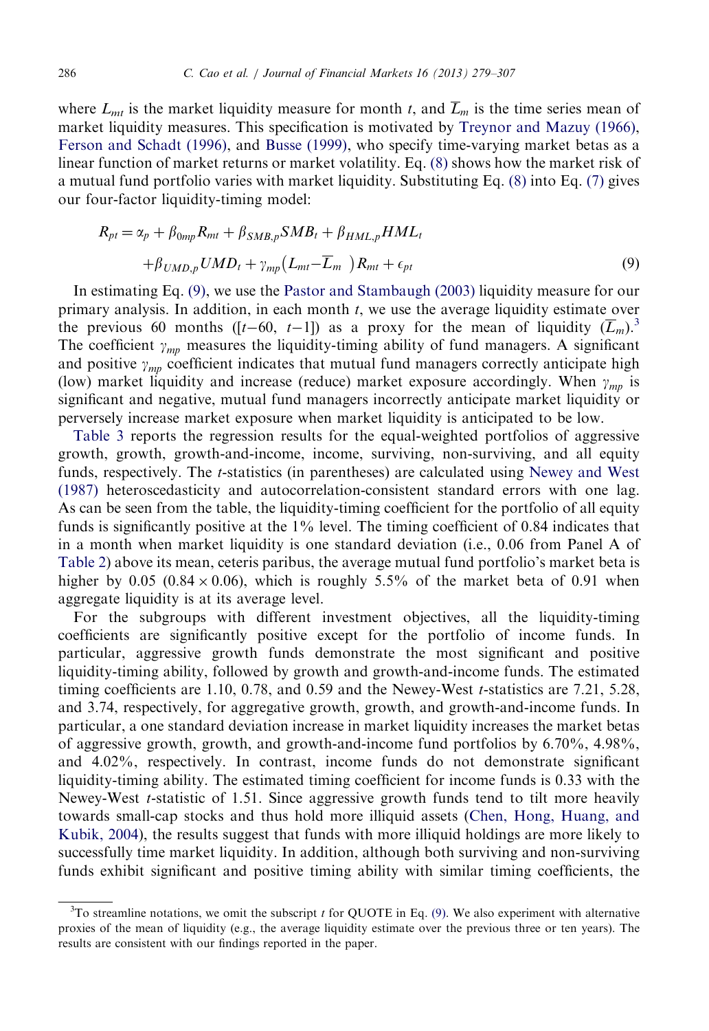where $L_{mt}$ is the market liquidity measure for month $t$, and $\overline{L}_m$ is the time series mean of market liquidity measures. This specification is motivated by Treynor and Mazuy (1966), Ferson and Schadt (1996), and Busse (1999), who specify time-varying market betas as a linear function of market returns or market volatility. Eq. (8) shows how the market risk of a mutual fund portfolio varies with market liquidity. Substituting Eq. (8) into Eq. (7) gives our four-factor liquidity-timing model:

$$
\begin{aligned}
R_{pt} = \alpha_p + \beta_{0mp} R_{mt} + \beta_{SMB,p} SMB_t + \beta_{HML,p} HML_t \\
+ \beta_{UMD,p} UMD_t + \gamma_{mp} \left( L_{mt} - \overline{L}_m \right) R_{mt} + \epsilon_{pt}
\end{aligned}
\tag{9}
$$

In estimating Eq. (9), we use the Pastor and Stambaugh (2003) liquidity measure for our primary analysis. In addition, in each month $t$, we use the average liquidity estimate over the previous 60 months ($[t-60,\ t-1]$) as a proxy for the mean of liquidity ($\overline{L}_m$).[3] The coefficient $\gamma_{mp}$ measures the liquidity-timing ability of fund managers. A significant and positive $\gamma_{mp}$ coefficient indicates that mutual fund managers correctly anticipate high (low) market liquidity and increase (reduce) market exposure accordingly. When $\gamma_{mp}$ is significant and negative, mutual fund managers incorrectly anticipate market liquidity or perversely increase market exposure when market liquidity is anticipated to be low.

Table 3 reports the regression results for the equal-weighted portfolios of aggressive growth, growth, growth-and-income, income, surviving, non-surviving, and all equity funds, respectively. The $t$-statistics (in parentheses) are calculated using Newey and West (1987) heteroscedasticity and autocorrelation-consistent standard errors with one lag. As can be seen from the table, the liquidity-timing coefficient for the portfolio of all equity funds is significantly positive at the 1% level. The timing coefficient of 0.84 indicates that in a month when market liquidity is one standard deviation (i.e., 0.06 from Panel A of Table 2) above its mean, ceteris paribus, the average mutual fund portfolio's market beta is higher by 0.05 ($0.84 \times 0.06$), which is roughly 5.5% of the market beta of 0.91 when aggregate liquidity is at its average level.

For the subgroups with different investment objectives, all the liquidity-timing coefficients are significantly positive except for the portfolio of income funds. In particular, aggressive growth funds demonstrate the most significant and positive liquidity-timing ability, followed by growth and growth-and-income funds. The estimated timing coefficients are 1.10, 0.78, and 0.59 and the Newey-West $t$-statistics are 7.21, 5.28, and 3.74, respectively, for aggregative growth, growth, and growth-and-income funds. In particular, a one standard deviation increase in market liquidity increases the market betas of aggressive growth, growth, and growth-and-income fund portfolios by 6.70%, 4.98%, and 4.02%, respectively. In contrast, income funds do not demonstrate significant liquidity-timing ability. The estimated timing coefficient for income funds is 0.33 with the Newey-West $t$-statistic of 1.51. Since aggressive growth funds tend to tilt more heavily towards small-cap stocks and thus hold more illiquid assets (Chen, Hong, Huang, and Kubik, 2004), the results suggest that funds with more illiquid holdings are more likely to successfully time market liquidity. In addition, although both surviving and non-surviving funds exhibit significant and positive timing ability with similar timing coefficients, the

[3] To streamline notations, we omit the subscript $t$ for QUOTE in Eq. (9). We also experiment with alternative proxies of the mean of liquidity (e.g., the average liquidity estimate over the previous three or ten years). The results are consistent with our findings reported in the paper.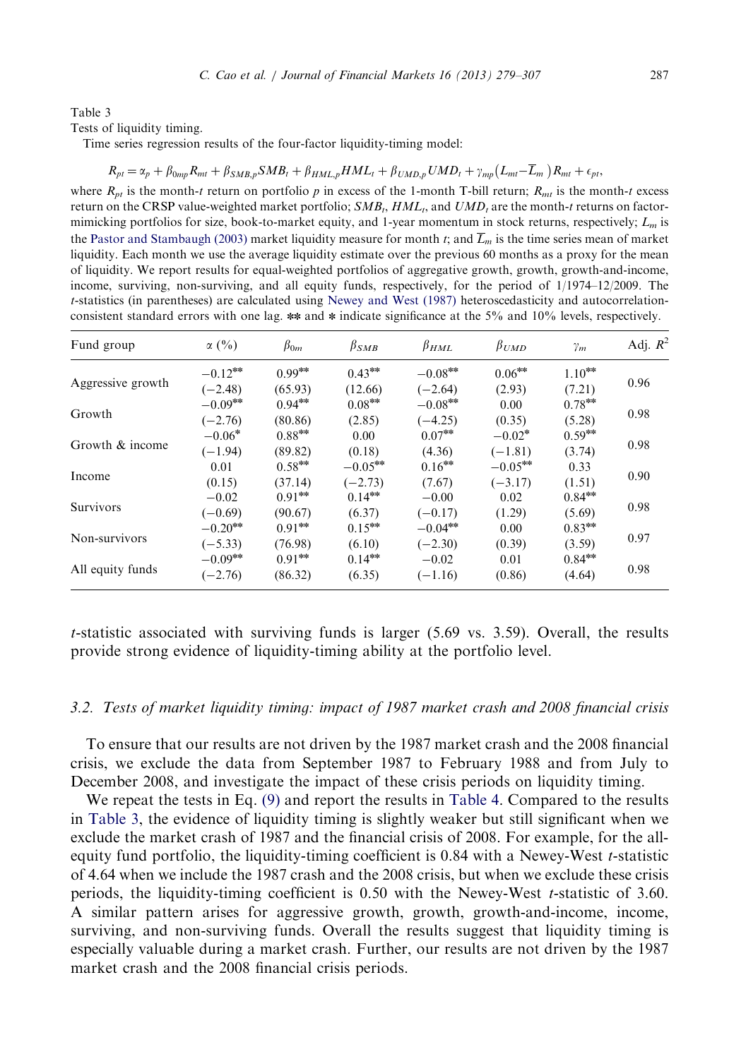Table 3

Tests of liquidity timing.

Time series regression results of the four-factor liquidity-timing model:

$$R_{pt} = \alpha_p + \beta_{0mp} R_{mt} + \beta_{SMB,p} SMB_t + \beta_{HML,p} HML_t + \beta_{UMD,p} UMD_t + \gamma_{mp}\left(L_{mt} - \overline{L}_m\right) R_{mt} + \epsilon_{pt},$$

where $R_{pt}$ is the month-$t$ return on portfolio $p$ in excess of the 1-month T-bill return; $R_{mt}$ is the month-$t$ excess return on the CRSP value-weighted market portfolio; $SMB_t$, $HML_t$, and $UMD_t$ are the month-$t$ returns on factor-mimicking portfolios for size, book-to-market equity, and 1-year momentum in stock returns, respectively; $L_m$ is the Pastor and Stambaugh (2003) market liquidity measure for month $t$; and $\overline{L}_m$ is the time series mean of market liquidity. Each month we use the average liquidity estimate over the previous 60 months as a proxy for the mean of liquidity. We report results for equal-weighted portfolios of aggregative growth, growth, growth-and-income, income, surviving, non-surviving, and all equity funds, respectively, for the period of 1/1974–12/2009. The $t$-statistics (in parentheses) are calculated using Newey and West (1987) heteroscedasticity and autocorrelation-consistent standard errors with one lag. ** and * indicate significance at the 5% and 10% levels, respectively.

| Fund group | $\alpha$ (%) | $\beta_{0m}$ | $\beta_{SMB}$ | $\beta_{HML}$ | $\beta_{UMD}$ | $\gamma_m$ | Adj. $R^2$ |
|---|---|---|---|---|---|---|---|
| Aggressive growth | −0.12** | 0.99** | 0.43** | −0.08** | 0.06** | 1.10** | 0.96 |
| | (−2.48) | (65.93) | (12.66) | (−2.64) | (2.93) | (7.21) | |
| Growth | −0.09** | 0.94** | 0.08** | −0.08** | 0.00 | 0.78** | 0.98 |
| | (−2.76) | (80.86) | (2.85) | (−4.25) | (0.35) | (5.28) | |
| Growth & income | −0.06* | 0.88** | 0.00 | 0.07** | −0.02* | 0.59** | 0.98 |
| | (−1.94) | (89.82) | (0.18) | (4.36) | (−1.81) | (3.74) | |
| Income | 0.01 | 0.58** | −0.05** | 0.16** | −0.05** | 0.33 | 0.90 |
| | (0.15) | (37.14) | (−2.73) | (7.67) | (−3.17) | (1.51) | |
| Survivors | −0.02 | 0.91** | 0.14** | −0.00 | 0.02 | 0.84** | 0.98 |
| | (−0.69) | (90.67) | (6.37) | (−0.17) | (1.29) | (5.69) | |
| Non-survivors | −0.20** | 0.91** | 0.15** | −0.04** | 0.00 | 0.83** | 0.97 |
| | (−5.33) | (76.98) | (6.10) | (−2.30) | (0.39) | (3.59) | |
| All equity funds | −0.09** | 0.91** | 0.14** | −0.02 | 0.01 | 0.84** | 0.98 |
| | (−2.76) | (86.32) | (6.35) | (−1.16) | (0.86) | (4.64) | |

$t$-statistic associated with surviving funds is larger (5.69 vs. 3.59). Overall, the results provide strong evidence of liquidity-timing ability at the portfolio level.

### 3.2. Tests of market liquidity timing: impact of 1987 market crash and 2008 financial crisis

To ensure that our results are not driven by the 1987 market crash and the 2008 financial crisis, we exclude the data from September 1987 to February 1988 and from July to December 2008, and investigate the impact of these crisis periods on liquidity timing.

We repeat the tests in Eq. (9) and report the results in Table 4. Compared to the results in Table 3, the evidence of liquidity timing is slightly weaker but still significant when we exclude the market crash of 1987 and the financial crisis of 2008. For example, for the all-equity fund portfolio, the liquidity-timing coefficient is 0.84 with a Newey-West $t$-statistic of 4.64 when we include the 1987 crash and the 2008 crisis, but when we exclude these crisis periods, the liquidity-timing coefficient is 0.50 with the Newey-West $t$-statistic of 3.60. A similar pattern arises for aggressive growth, growth, growth-and-income, income, surviving, and non-surviving funds. Overall the results suggest that liquidity timing is especially valuable during a market crash. Further, our results are not driven by the 1987 market crash and the 2008 financial crisis periods.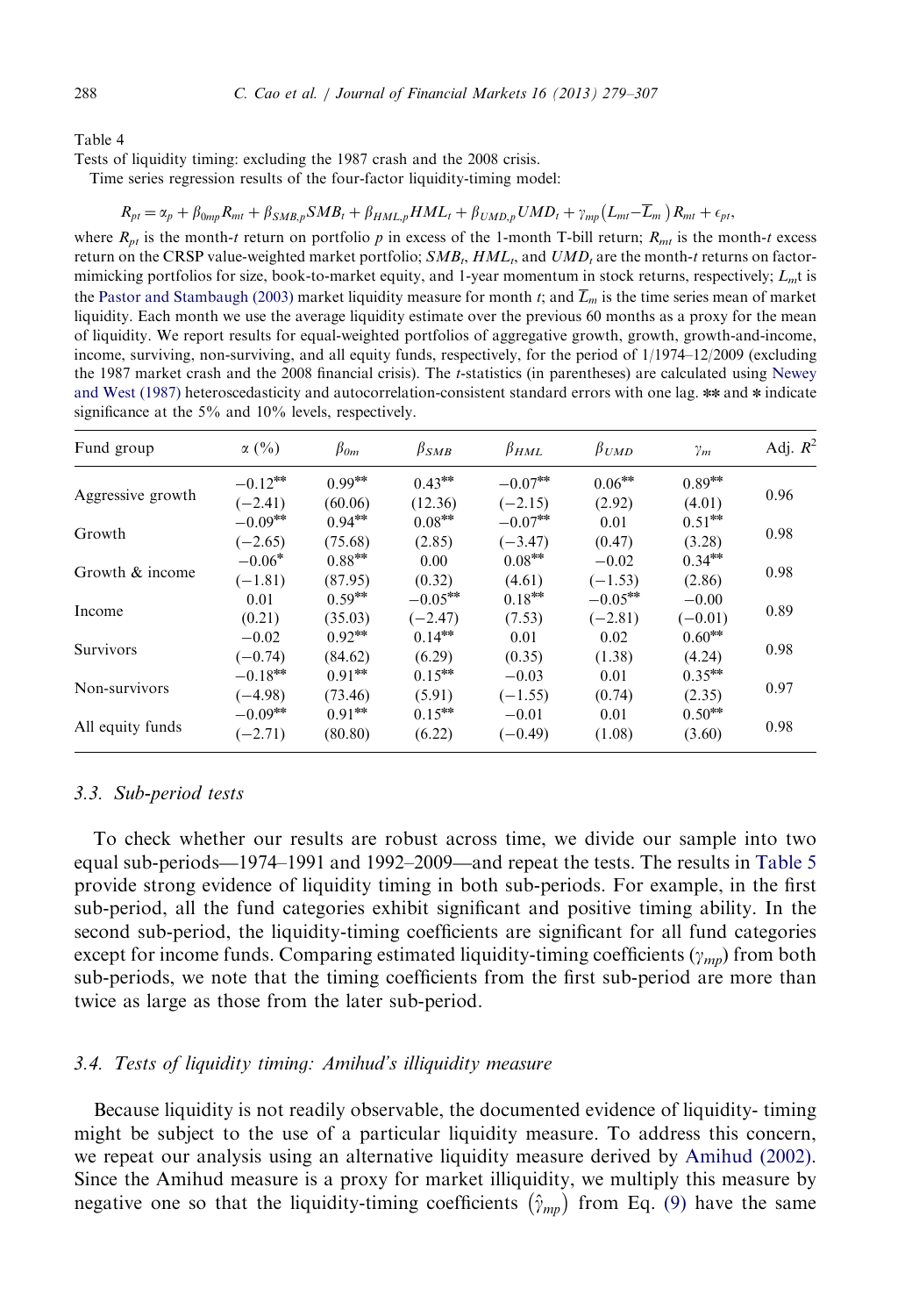Table 4

Tests of liquidity timing: excluding the 1987 crash and the 2008 crisis.

Time series regression results of the four-factor liquidity-timing model:

$$R_{pt} = \alpha_p + \beta_{0mp}R_{mt} + \beta_{SMB,p}SMB_t + \beta_{HML,p}HML_t + \beta_{UMD,p}UMD_t + \gamma_{mp}\left(L_{mt} - \overline{L}_m\right)R_{mt} + \epsilon_{pt},$$

where $R_{pt}$ is the month-$t$ return on portfolio $p$ in excess of the 1-month T-bill return; $R_{mt}$ is the month-$t$ excess return on the CRSP value-weighted market portfolio; $SMB_t$, $HML_t$, and $UMD_t$ are the month-$t$ returns on factor-mimicking portfolios for size, book-to-market equity, and 1-year momentum in stock returns, respectively; $L_m$t is the Pastor and Stambaugh (2003) market liquidity measure for month $t$; and $\overline{L}_m$ is the time series mean of market liquidity. Each month we use the average liquidity estimate over the previous 60 months as a proxy for the mean of liquidity. We report results for equal-weighted portfolios of aggregative growth, growth, growth-and-income, income, surviving, non-surviving, and all equity funds, respectively, for the period of 1/1974–12/2009 (excluding the 1987 market crash and the 2008 financial crisis). The $t$-statistics (in parentheses) are calculated using Newey and West (1987) heteroscedasticity and autocorrelation-consistent standard errors with one lag. ** and * indicate significance at the 5% and 10% levels, respectively.

| Fund group | $\alpha$ (%) | $\beta_{0m}$ | $\beta_{SMB}$ | $\beta_{HML}$ | $\beta_{UMD}$ | $\gamma_m$ | Adj. $R^2$ |
|---|---|---|---|---|---|---|---|
| Aggressive growth | −0.12** | 0.99** | 0.43** | −0.07** | 0.06** | 0.89** | 0.96 |
| | (−2.41) | (60.06) | (12.36) | (−2.15) | (2.92) | (4.01) | |
| Growth | −0.09** | 0.94** | 0.08** | −0.07** | 0.01 | 0.51** | 0.98 |
| | (−2.65) | (75.68) | (2.85) | (−3.47) | (0.47) | (3.28) | |
| Growth & income | −0.06* | 0.88** | 0.00 | 0.08** | −0.02 | 0.34** | 0.98 |
| | (−1.81) | (87.95) | (0.32) | (4.61) | (−1.53) | (2.86) | |
| Income | 0.01 | 0.59** | −0.05** | 0.18** | −0.05** | −0.00 | 0.89 |
| | (0.21) | (35.03) | (−2.47) | (7.53) | (−2.81) | (−0.01) | |
| Survivors | −0.02 | 0.92** | 0.14** | 0.01 | 0.02 | 0.60** | 0.98 |
| | (−0.74) | (84.62) | (6.29) | (0.35) | (1.38) | (4.24) | |
| Non-survivors | −0.18** | 0.91** | 0.15** | −0.03 | 0.01 | 0.35** | 0.97 |
| | (−4.98) | (73.46) | (5.91) | (−1.55) | (0.74) | (2.35) | |
| All equity funds | −0.09** | 0.91** | 0.15** | −0.01 | 0.01 | 0.50** | 0.98 |
| | (−2.71) | (80.80) | (6.22) | (−0.49) | (1.08) | (3.60) | |

### 3.3. Sub-period tests

To check whether our results are robust across time, we divide our sample into two equal sub-periods—1974–1991 and 1992–2009—and repeat the tests. The results in Table 5 provide strong evidence of liquidity timing in both sub-periods. For example, in the first sub-period, all the fund categories exhibit significant and positive timing ability. In the second sub-period, the liquidity-timing coefficients are significant for all fund categories except for income funds. Comparing estimated liquidity-timing coefficients ($\gamma_{mp}$) from both sub-periods, we note that the timing coefficients from the first sub-period are more than twice as large as those from the later sub-period.

### 3.4. Tests of liquidity timing: Amihud's illiquidity measure

Because liquidity is not readily observable, the documented evidence of liquidity- timing might be subject to the use of a particular liquidity measure. To address this concern, we repeat our analysis using an alternative liquidity measure derived by Amihud (2002). Since the Amihud measure is a proxy for market illiquidity, we multiply this measure by negative one so that the liquidity-timing coefficients $\left(\hat{\gamma}_{mp}\right)$ from Eq. (9) have the same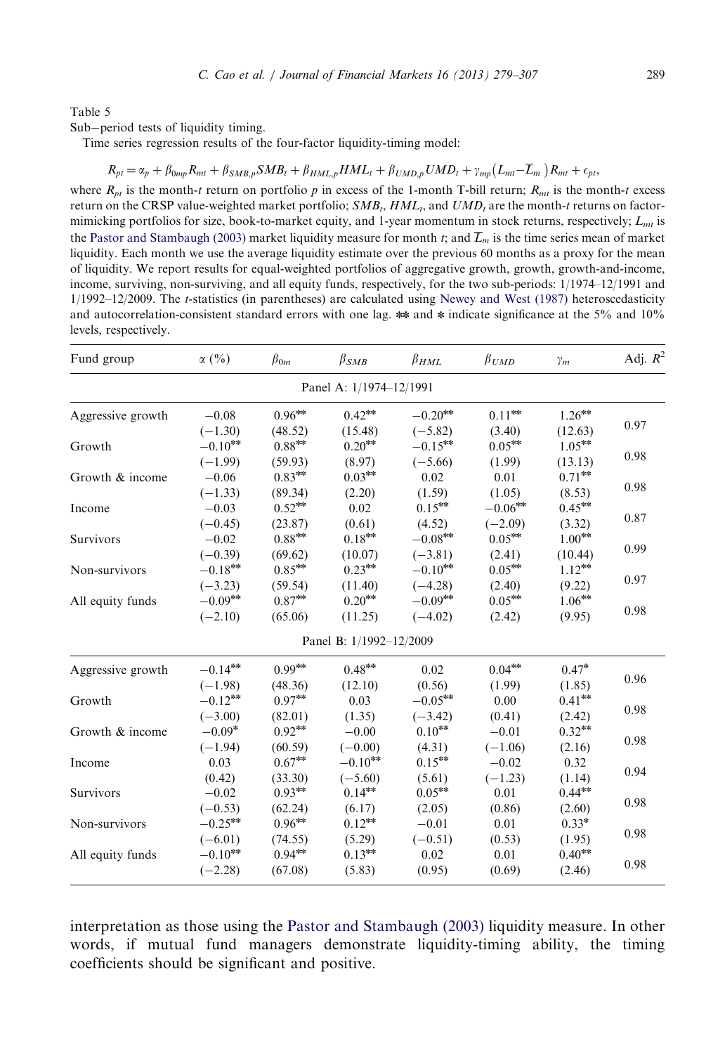Table 5

Sub−period tests of liquidity timing.

Time series regression results of the four-factor liquidity-timing model:

$$R_{pt} = \alpha_p + \beta_{0mp} R_{mt} + \beta_{SMB,p} SMB_t + \beta_{HML,p} HML_t + \beta_{UMD,p} UMD_t + \gamma_{mp} (L_{mt} - \overline{L}_m) R_{mt} + \epsilon_{pt},$$

where $R_{pt}$ is the month-$t$ return on portfolio $p$ in excess of the 1-month T-bill return; $R_{mt}$ is the month-$t$ excess return on the CRSP value-weighted market portfolio; $SMB_t$, $HML_t$, and $UMD_t$ are the month-$t$ returns on factor-mimicking portfolios for size, book-to-market equity, and 1-year momentum in stock returns, respectively; $L_{mt}$ is the Pastor and Stambaugh (2003) market liquidity measure for month $t$; and $\overline{L}_m$ is the time series mean of market liquidity. Each month we use the average liquidity estimate over the previous 60 months as a proxy for the mean of liquidity. We report results for equal-weighted portfolios of aggregative growth, growth, growth-and-income, income, surviving, non-surviving, and all equity funds, respectively, for the two sub-periods: 1/1974–12/1991 and 1/1992–12/2009. The $t$-statistics (in parentheses) are calculated using Newey and West (1987) heteroscedasticity and autocorrelation-consistent standard errors with one lag. ** and * indicate significance at the 5% and 10% levels, respectively.

| Fund group | $\alpha$ (%) | $\beta_{0m}$ | $\beta_{SMB}$ | $\beta_{HML}$ | $\beta_{UMD}$ | $\gamma_m$ | Adj. $R^2$ |
|---|---|---|---|---|---|---|---|
| Panel A: 1/1974–12/1991 | | | | | | | |
| Aggressive growth | −0.08 | 0.96** | 0.42** | −0.20** | 0.11** | 1.26** | 0.97 |
| | (−1.30) | (48.52) | (15.48) | (−5.82) | (3.40) | (12.63) | |
| Growth | −0.10** | 0.88** | 0.20** | −0.15** | 0.05** | 1.05** | 0.98 |
| | (−1.99) | (59.93) | (8.97) | (−5.66) | (1.99) | (13.13) | |
| Growth & income | −0.06 | 0.83** | 0.03** | 0.02 | 0.01 | 0.71** | 0.98 |
| | (−1.33) | (89.34) | (2.20) | (1.59) | (1.05) | (8.53) | |
| Income | −0.03 | 0.52** | 0.02 | 0.15** | −0.06** | 0.45** | 0.87 |
| | (−0.45) | (23.87) | (0.61) | (4.52) | (−2.09) | (3.32) | |
| Survivors | −0.02 | 0.88** | 0.18** | −0.08** | 0.05** | 1.00** | 0.99 |
| | (−0.39) | (69.62) | (10.07) | (−3.81) | (2.41) | (10.44) | |
| Non-survivors | −0.18** | 0.85** | 0.23** | −0.10** | 0.05** | 1.12** | 0.97 |
| | (−3.23) | (59.54) | (11.40) | (−4.28) | (2.40) | (9.22) | |
| All equity funds | −0.09** | 0.87** | 0.20** | −0.09** | 0.05** | 1.06** | 0.98 |
| | (−2.10) | (65.06) | (11.25) | (−4.02) | (2.42) | (9.95) | |
| Panel B: 1/1992–12/2009 | | | | | | | |
| Aggressive growth | −0.14** | 0.99** | 0.48** | 0.02 | 0.04** | 0.47* | 0.96 |
| | (−1.98) | (48.36) | (12.10) | (0.56) | (1.99) | (1.85) | |
| Growth | −0.12** | 0.97** | 0.03 | −0.05** | 0.00 | 0.41** | 0.98 |
| | (−3.00) | (82.01) | (1.35) | (−3.42) | (0.41) | (2.42) | |
| Growth & income | −0.09* | 0.92** | −0.00 | 0.10** | −0.01 | 0.32** | 0.98 |
| | (−1.94) | (60.59) | (−0.00) | (4.31) | (−1.06) | (2.16) | |
| Income | 0.03 | 0.67** | −0.10** | 0.15** | −0.02 | 0.32 | 0.94 |
| | (0.42) | (33.30) | (−5.60) | (5.61) | (−1.23) | (1.14) | |
| Survivors | −0.02 | 0.93** | 0.14** | 0.05** | 0.01 | 0.44** | 0.98 |
| | (−0.53) | (62.24) | (6.17) | (2.05) | (0.86) | (2.60) | |
| Non-survivors | −0.25** | 0.96** | 0.12** | −0.01 | 0.01 | 0.33* | 0.98 |
| | (−6.01) | (74.55) | (5.29) | (−0.51) | (0.53) | (1.95) | |
| All equity funds | −0.10** | 0.94** | 0.13** | 0.02 | 0.01 | 0.40** | 0.98 |
| | (−2.28) | (67.08) | (5.83) | (0.95) | (0.69) | (2.46) | |

interpretation as those using the Pastor and Stambaugh (2003) liquidity measure. In other words, if mutual fund managers demonstrate liquidity-timing ability, the timing coefficients should be significant and positive.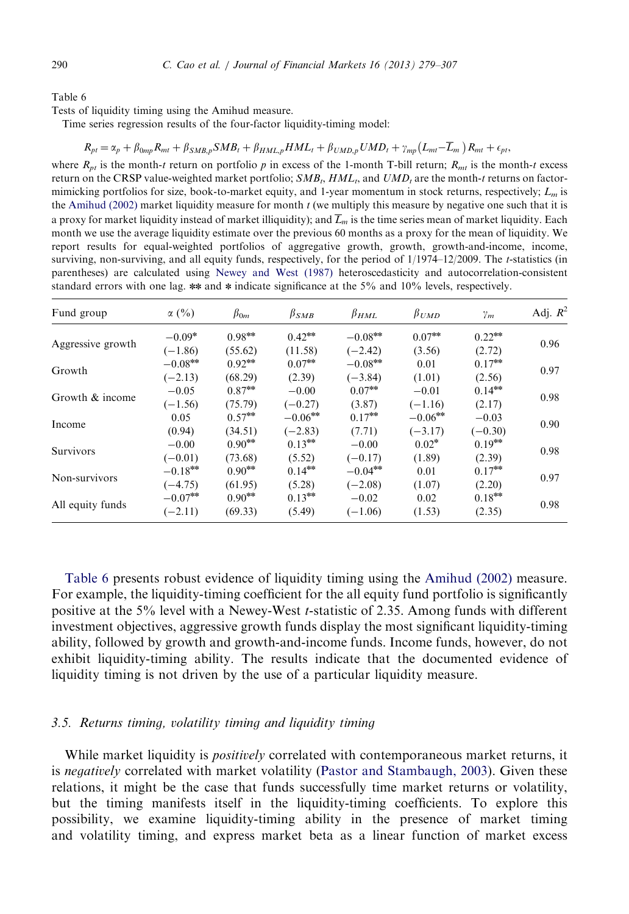Table 6

Tests of liquidity timing using the Amihud measure.

Time series regression results of the four-factor liquidity-timing model:

$$R_{pt} = \alpha_p + \beta_{0mp}R_{mt} + \beta_{SMB,p}SMB_t + \beta_{HML,p}HML_t + \beta_{UMD,p}UMD_t + \gamma_{mp}\left(L_{mt} - \overline{L}_m\right)R_{mt} + \epsilon_{pt},$$

where $R_{pt}$ is the month-$t$ return on portfolio $p$ in excess of the 1-month T-bill return; $R_{mt}$ is the month-$t$ excess return on the CRSP value-weighted market portfolio; $SMB_t$, $HML_t$, and $UMD_t$ are the month-$t$ returns on factor-mimicking portfolios for size, book-to-market equity, and 1-year momentum in stock returns, respectively; $L_m$ is the Amihud (2002) market liquidity measure for month $t$ (we multiply this measure by negative one such that it is a proxy for market liquidity instead of market illiquidity); and $\overline{L}_m$ is the time series mean of market liquidity. Each month we use the average liquidity estimate over the previous 60 months as a proxy for the mean of liquidity. We report results for equal-weighted portfolios of aggregative growth, growth, growth-and-income, income, surviving, non-surviving, and all equity funds, respectively, for the period of 1/1974–12/2009. The $t$-statistics (in parentheses) are calculated using Newey and West (1987) heteroscedasticity and autocorrelation-consistent standard errors with one lag. ** and * indicate significance at the 5% and 10% levels, respectively.

| Fund group | $\alpha$ (%) | $\beta_{0m}$ | $\beta_{SMB}$ | $\beta_{HML}$ | $\beta_{UMD}$ | $\gamma_m$ | Adj. $R^2$ |
|---|---|---|---|---|---|---|---|
| Aggressive growth | −0.09* | 0.98** | 0.42** | −0.08** | 0.07** | 0.22** | 0.96 |
| | (−1.86) | (55.62) | (11.58) | (−2.42) | (3.56) | (2.72) | |
| Growth | −0.08** | 0.92** | 0.07** | −0.08** | 0.01 | 0.17** | 0.97 |
| | (−2.13) | (68.29) | (2.39) | (−3.84) | (1.01) | (2.56) | |
| Growth & income | −0.05 | 0.87** | −0.00 | 0.07** | −0.01 | 0.14** | 0.98 |
| | (−1.56) | (75.79) | (−0.27) | (3.87) | (−1.16) | (2.17) | |
| Income | 0.05 | 0.57** | −0.06** | 0.17** | −0.06** | −0.03 | 0.90 |
| | (0.94) | (34.51) | (−2.83) | (7.71) | (−3.17) | (−0.30) | |
| Survivors | −0.00 | 0.90** | 0.13** | −0.00 | 0.02* | 0.19** | 0.98 |
| | (−0.01) | (73.68) | (5.52) | (−0.17) | (1.89) | (2.39) | |
| Non-survivors | −0.18** | 0.90** | 0.14** | −0.04** | 0.01 | 0.17** | 0.97 |
| | (−4.75) | (61.95) | (5.28) | (−2.08) | (1.07) | (2.20) | |
| All equity funds | −0.07** | 0.90** | 0.13** | −0.02 | 0.02 | 0.18** | 0.98 |
| | (−2.11) | (69.33) | (5.49) | (−1.06) | (1.53) | (2.35) | |

Table 6 presents robust evidence of liquidity timing using the Amihud (2002) measure. For example, the liquidity-timing coefficient for the all equity fund portfolio is significantly positive at the 5% level with a Newey-West $t$-statistic of 2.35. Among funds with different investment objectives, aggressive growth funds display the most significant liquidity-timing ability, followed by growth and growth-and-income funds. Income funds, however, do not exhibit liquidity-timing ability. The results indicate that the documented evidence of liquidity timing is not driven by the use of a particular liquidity measure.

### 3.5. Returns timing, volatility timing and liquidity timing

While market liquidity is *positively* correlated with contemporaneous market returns, it is *negatively* correlated with market volatility (Pastor and Stambaugh, 2003). Given these relations, it might be the case that funds successfully time market returns or volatility, but the timing manifests itself in the liquidity-timing coefficients. To explore this possibility, we examine liquidity-timing ability in the presence of market timing and volatility timing, and express market beta as a linear function of market excess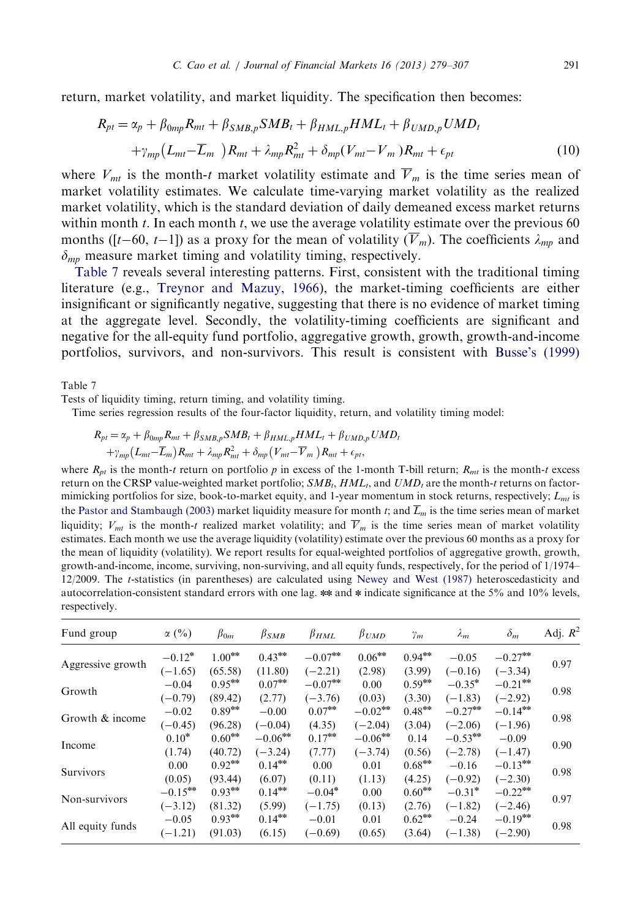return, market volatility, and market liquidity. The specification then becomes:

$$R_{pt} = \alpha_p + \beta_{0mp} R_{mt} + \beta_{SMB,p} SMB_t + \beta_{HML,p} HML_t + \beta_{UMD,p} UMD_t + \gamma_{mp}(L_{mt} - \overline{L}_m) R_{mt} + \lambda_{mp} R_{mt}^2 + \delta_{mp}(V_{mt} - V_m) R_{mt} + \epsilon_{pt} \tag{10}$$

where $V_{mt}$ is the month-$t$ market volatility estimate and $\overline{V}_m$ is the time series mean of market volatility estimates. We calculate time-varying market volatility as the realized market volatility, which is the standard deviation of daily demeaned excess market returns within month $t$. In each month $t$, we use the average volatility estimate over the previous 60 months ($[t-60, t-1]$) as a proxy for the mean of volatility ($\overline{V}_m$). The coefficients $\lambda_{mp}$ and $\delta_{mp}$ measure market timing and volatility timing, respectively.

Table 7 reveals several interesting patterns. First, consistent with the traditional timing literature (e.g., Treynor and Mazuy, 1966), the market-timing coefficients are either insignificant or significantly negative, suggesting that there is no evidence of market timing at the aggregate level. Secondly, the volatility-timing coefficients are significant and negative for the all-equity fund portfolio, aggregative growth, growth, growth-and-income portfolios, survivors, and non-survivors. This result is consistent with Busse's (1999)

Table 7

Tests of liquidity timing, return timing, and volatility timing.

Time series regression results of the four-factor liquidity, return, and volatility timing model:

$$R_{pt} = \alpha_p + \beta_{0mp} R_{mt} + \beta_{SMB,p} SMB_t + \beta_{HML,p} HML_t + \beta_{UMD,p} UMD_t + \gamma_{mp}(L_{mt} - \overline{L}_m) R_{mt} + \lambda_{mp} R_{mt}^2 + \delta_{mp}(V_{mt} - \overline{V}_m) R_{mt} + \epsilon_{pt},$$

where $R_{pt}$ is the month-$t$ return on portfolio $p$ in excess of the 1-month T-bill return; $R_{mt}$ is the month-$t$ excess return on the CRSP value-weighted market portfolio; $SMB_t$, $HML_t$, and $UMD_t$ are the month-$t$ returns on factor-mimicking portfolios for size, book-to-market equity, and 1-year momentum in stock returns, respectively; $L_{mt}$ is the Pastor and Stambaugh (2003) market liquidity measure for month $t$; and $\overline{L}_m$ is the time series mean of market liquidity; $V_{mt}$ is the month-$t$ realized market volatility; and $\overline{V}_m$ is the time series mean of market volatility estimates. Each month we use the average liquidity (volatility) estimate over the previous 60 months as a proxy for the mean of liquidity (volatility). We report results for equal-weighted portfolios of aggregative growth, growth, growth-and-income, income, surviving, non-surviving, and all equity funds, respectively, for the period of 1/1974–12/2009. The $t$-statistics (in parentheses) are calculated using Newey and West (1987) heteroscedasticity and autocorrelation-consistent standard errors with one lag. ** and * indicate significance at the 5% and 10% levels, respectively.

| Fund group | $\alpha$ (%) | $\beta_{0m}$ | $\beta_{SMB}$ | $\beta_{HML}$ | $\beta_{UMD}$ | $\gamma_m$ | $\lambda_m$ | $\delta_m$ | Adj. $R^2$ |
|---|---|---|---|---|---|---|---|---|---|
| Aggressive growth | −0.12* | 1.00** | 0.43** | −0.07** | 0.06** | 0.94** | −0.05 | −0.27** | 0.97 |
| | (−1.65) | (65.58) | (11.80) | (−2.21) | (2.98) | (3.99) | (−0.16) | (−3.34) | |
| Growth | −0.04 | 0.95** | 0.07** | −0.07** | 0.00 | 0.59** | −0.35* | −0.21** | 0.98 |
| | (−0.79) | (89.42) | (2.77) | (−3.76) | (0.03) | (3.30) | (−1.83) | (−2.92) | |
| Growth & income | −0.02 | 0.89** | −0.00 | 0.07** | −0.02** | 0.48** | −0.27** | −0.14** | 0.98 |
| | (−0.45) | (96.28) | (−0.04) | (4.35) | (−2.04) | (3.04) | (−2.06) | (−1.96) | |
| Income | 0.10* | 0.60** | −0.06** | 0.17** | −0.06** | 0.14 | −0.53** | −0.09 | 0.90 |
| | (1.74) | (40.72) | (−3.24) | (7.77) | (−3.74) | (0.56) | (−2.78) | (−1.47) | |
| Survivors | 0.00 | 0.92** | 0.14** | 0.00 | 0.01 | 0.68** | −0.16 | −0.13** | 0.98 |
| | (0.05) | (93.44) | (6.07) | (0.11) | (1.13) | (4.25) | (−0.92) | (−2.30) | |
| Non-survivors | −0.15** | 0.93** | 0.14** | −0.04* | 0.00 | 0.60** | −0.31* | −0.22** | 0.97 |
| | (−3.12) | (81.32) | (5.99) | (−1.75) | (0.13) | (2.76) | (−1.82) | (−2.46) | |
| All equity funds | −0.05 | 0.93** | 0.14** | −0.01 | 0.01 | 0.62** | −0.24 | −0.19** | 0.98 |
| | (−1.21) | (91.03) | (6.15) | (−0.69) | (0.65) | (3.64) | (−1.38) | (−2.90) | |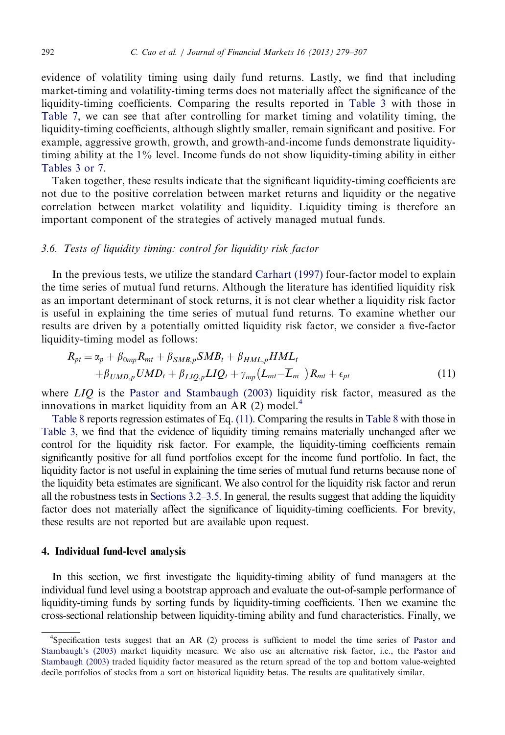evidence of volatility timing using daily fund returns. Lastly, we find that including market-timing and volatility-timing terms does not materially affect the significance of the liquidity-timing coefficients. Comparing the results reported in Table 3 with those in Table 7, we can see that after controlling for market timing and volatility timing, the liquidity-timing coefficients, although slightly smaller, remain significant and positive. For example, aggressive growth, growth, and growth-and-income funds demonstrate liquidity-timing ability at the 1% level. Income funds do not show liquidity-timing ability in either Tables 3 or 7.

Taken together, these results indicate that the significant liquidity-timing coefficients are not due to the positive correlation between market returns and liquidity or the negative correlation between market volatility and liquidity. Liquidity timing is therefore an important component of the strategies of actively managed mutual funds.

### *3.6. Tests of liquidity timing: control for liquidity risk factor*

In the previous tests, we utilize the standard Carhart (1997) four-factor model to explain the time series of mutual fund returns. Although the literature has identified liquidity risk as an important determinant of stock returns, it is not clear whether a liquidity risk factor is useful in explaining the time series of mutual fund returns. To examine whether our results are driven by a potentially omitted liquidity risk factor, we consider a five-factor liquidity-timing model as follows:

$$
\begin{aligned}
R_{pt} = \alpha_p + \beta_{0mp} R_{mt} + \beta_{SMB,p} SMB_t + \beta_{HML,p} HML_t \\
+ \beta_{UMD,p} UMD_t + \beta_{LIQ,p} LIQ_t + \gamma_{mp} (L_{mt} - \overline{L}_m) R_{mt} + \epsilon_{pt}
\end{aligned} \tag{11}
$$

where *LIQ* is the Pastor and Stambaugh (2003) liquidity risk factor, measured as the innovations in market liquidity from an AR (2) model.[4]

Table 8 reports regression estimates of Eq. (11). Comparing the results in Table 8 with those in Table 3, we find that the evidence of liquidity timing remains materially unchanged after we control for the liquidity risk factor. For example, the liquidity-timing coefficients remain significantly positive for all fund portfolios except for the income fund portfolio. In fact, the liquidity factor is not useful in explaining the time series of mutual fund returns because none of the liquidity beta estimates are significant. We also control for the liquidity risk factor and rerun all the robustness tests in Sections 3.2–3.5. In general, the results suggest that adding the liquidity factor does not materially affect the significance of liquidity-timing coefficients. For brevity, these results are not reported but are available upon request.

## 4. Individual fund-level analysis

In this section, we first investigate the liquidity-timing ability of fund managers at the individual fund level using a bootstrap approach and evaluate the out-of-sample performance of liquidity-timing funds by sorting funds by liquidity-timing coefficients. Then we examine the cross-sectional relationship between liquidity-timing ability and fund characteristics. Finally, we

---

[4]Specification tests suggest that an AR (2) process is sufficient to model the time series of Pastor and Stambaugh's (2003) market liquidity measure. We also use an alternative risk factor, i.e., the Pastor and Stambaugh (2003) traded liquidity factor measured as the return spread of the top and bottom value-weighted decile portfolios of stocks from a sort on historical liquidity betas. The results are qualitatively similar.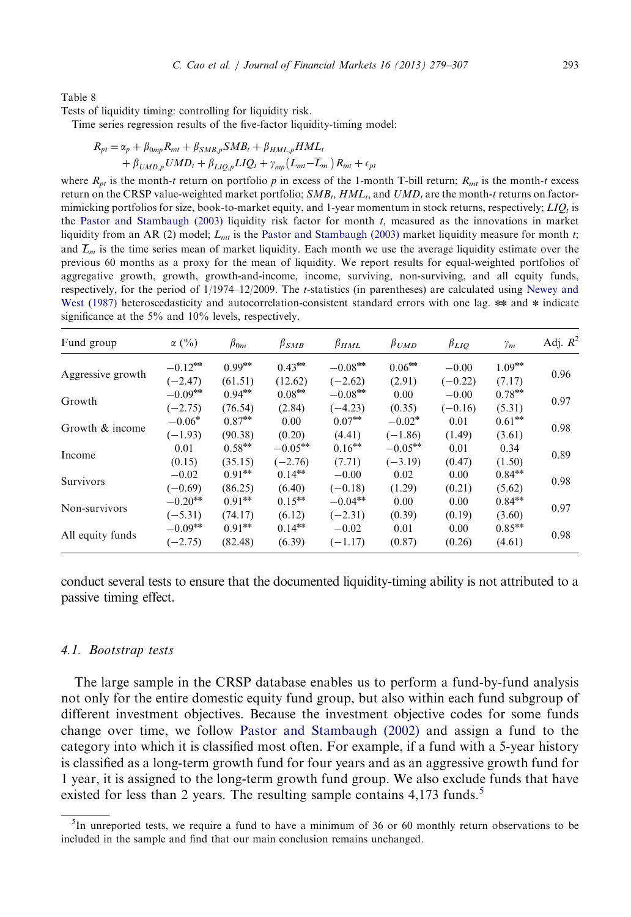Table 8

Tests of liquidity timing: controlling for liquidity risk.

Time series regression results of the five-factor liquidity-timing model:

$$R_{pt} = \alpha_p + \beta_{0mp} R_{mt} + \beta_{SMB,p} SMB_t + \beta_{HML,p} HML_t + \beta_{UMD,p} UMD_t + \beta_{LIQ,p} LIQ_t + \gamma_{mp}(L_{mt} - \overline{L}_m) R_{mt} + \epsilon_{pt}$$

where $R_{pt}$ is the month-$t$ return on portfolio $p$ in excess of the 1-month T-bill return; $R_{mt}$ is the month-$t$ excess return on the CRSP value-weighted market portfolio; $SMB_t$, $HML_t$, and $UMD_t$ are the month-$t$ returns on factor-mimicking portfolios for size, book-to-market equity, and 1-year momentum in stock returns, respectively; $LIQ_t$ is the Pastor and Stambaugh (2003) liquidity risk factor for month $t$, measured as the innovations in market liquidity from an AR (2) model; $L_{mt}$ is the Pastor and Stambaugh (2003) market liquidity measure for month $t$; and $\overline{L}_m$ is the time series mean of market liquidity. Each month we use the average liquidity estimate over the previous 60 months as a proxy for the mean of liquidity. We report results for equal-weighted portfolios of aggressive growth, growth, growth-and-income, income, surviving, non-surviving, and all equity funds, respectively, for the period of 1/1974–12/2009. The $t$-statistics (in parentheses) are calculated using Newey and West (1987) heteroscedasticity and autocorrelation-consistent standard errors with one lag. ** and * indicate significance at the 5% and 10% levels, respectively.

| Fund group | $\alpha$ (%) | $\beta_{0m}$ | $\beta_{SMB}$ | $\beta_{HML}$ | $\beta_{UMD}$ | $\beta_{LIQ}$ | $\gamma_m$ | Adj. $R^2$ |
|---|---|---|---|---|---|---|---|---|
| Aggressive growth | −0.12** | 0.99** | 0.43** | −0.08** | 0.06** | −0.00 | 1.09** | 0.96 |
| | (−2.47) | (61.51) | (12.62) | (−2.62) | (2.91) | (−0.22) | (7.17) | |
| Growth | −0.09** | 0.94** | 0.08** | −0.08** | 0.00 | −0.00 | 0.78** | 0.97 |
| | (−2.75) | (76.54) | (2.84) | (−4.23) | (0.35) | (−0.16) | (5.31) | |
| Growth & income | −0.06* | 0.87** | 0.00 | 0.07** | −0.02* | 0.01 | 0.61** | 0.98 |
| | (−1.93) | (90.38) | (0.20) | (4.41) | (−1.86) | (1.49) | (3.61) | |
| Income | 0.01 | 0.58** | −0.05** | 0.16** | −0.05** | 0.01 | 0.34 | 0.89 |
| | (0.15) | (35.15) | (−2.76) | (7.71) | (−3.19) | (0.47) | (1.50) | |
| Survivors | −0.02 | 0.91** | 0.14** | −0.00 | 0.02 | 0.00 | 0.84** | 0.98 |
| | (−0.69) | (86.25) | (6.40) | (−0.18) | (1.29) | (0.21) | (5.62) | |
| Non-survivors | −0.20** | 0.91** | 0.15** | −0.04** | 0.00 | 0.00 | 0.84** | 0.97 |
| | (−5.31) | (74.17) | (6.12) | (−2.31) | (0.39) | (0.19) | (3.60) | |
| All equity funds | −0.09** | 0.91** | 0.14** | −0.02 | 0.01 | 0.00 | 0.85** | 0.98 |
| | (−2.75) | (82.48) | (6.39) | (−1.17) | (0.87) | (0.26) | (4.61) | |

conduct several tests to ensure that the documented liquidity-timing ability is not attributed to a passive timing effect.

### 4.1. Bootstrap tests

The large sample in the CRSP database enables us to perform a fund-by-fund analysis not only for the entire domestic equity fund group, but also within each fund subgroup of different investment objectives. Because the investment objective codes for some funds change over time, we follow Pastor and Stambaugh (2002) and assign a fund to the category into which it is classified most often. For example, if a fund with a 5-year history is classified as a long-term growth fund for four years and as an aggressive growth fund for 1 year, it is assigned to the long-term growth fund group. We also exclude funds that have existed for less than 2 years. The resulting sample contains 4,173 funds.[5]

[5] In unreported tests, we require a fund to have a minimum of 36 or 60 monthly return observations to be included in the sample and find that our main conclusion remains unchanged.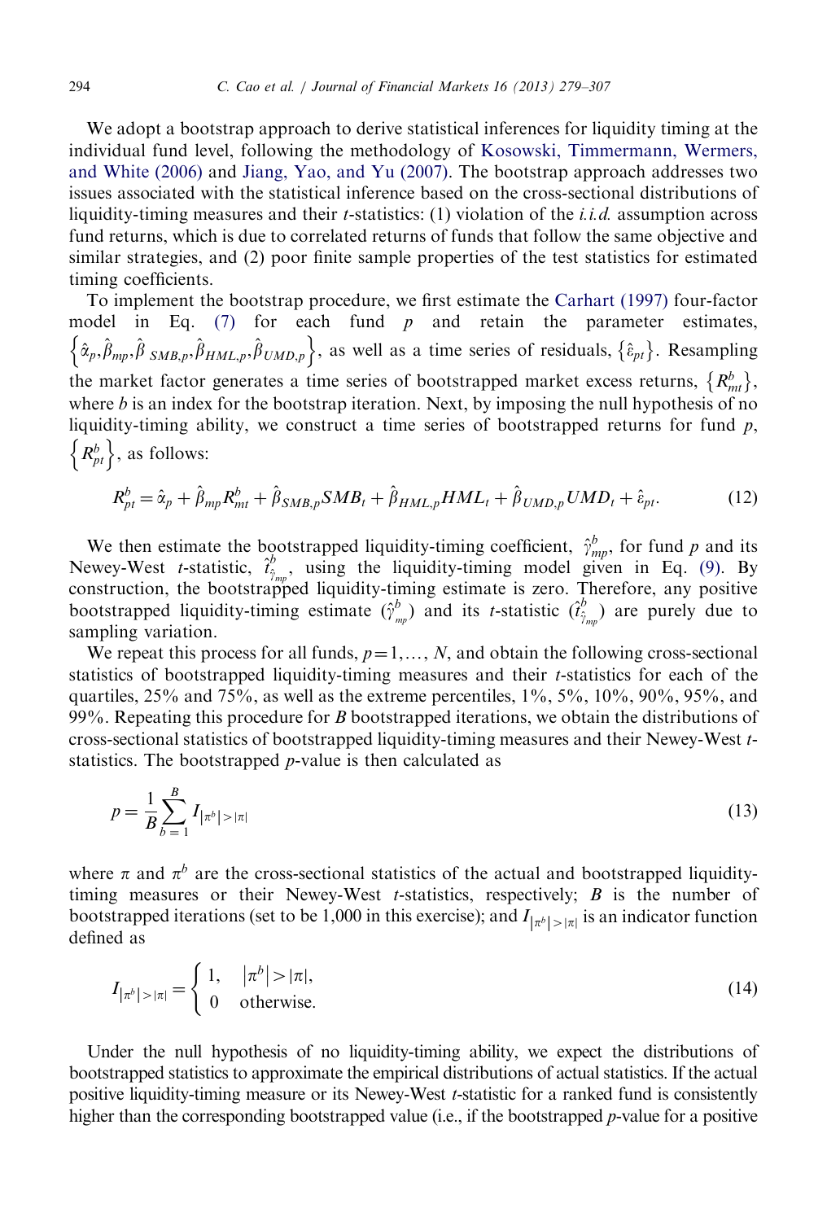We adopt a bootstrap approach to derive statistical inferences for liquidity timing at the individual fund level, following the methodology of Kosowski, Timmermann, Wermers, and White (2006) and Jiang, Yao, and Yu (2007). The bootstrap approach addresses two issues associated with the statistical inference based on the cross-sectional distributions of liquidity-timing measures and their $t$-statistics: (1) violation of the *i.i.d.* assumption across fund returns, which is due to correlated returns of funds that follow the same objective and similar strategies, and (2) poor finite sample properties of the test statistics for estimated timing coefficients.

To implement the bootstrap procedure, we first estimate the Carhart (1997) four-factor model in Eq. (7) for each fund $p$ and retain the parameter estimates, $\left\{\hat{\alpha}_p, \hat{\beta}_{mp}, \hat{\beta}_{SMB,p}, \hat{\beta}_{HML,p}, \hat{\beta}_{UMD,p}\right\}$, as well as a time series of residuals, $\left\{\hat{\varepsilon}_{pt}\right\}$. Resampling the market factor generates a time series of bootstrapped market excess returns, $\left\{R^b_{mt}\right\}$, where $b$ is an index for the bootstrap iteration. Next, by imposing the null hypothesis of no liquidity-timing ability, we construct a time series of bootstrapped returns for fund $p$, $\left\{R^b_{pt}\right\}$, as follows:

$$R^b_{pt} = \hat{\alpha}_p + \hat{\beta}_{mp} R^b_{mt} + \hat{\beta}_{SMB,p} SMB_t + \hat{\beta}_{HML,p} HML_t + \hat{\beta}_{UMD,p} UMD_t + \hat{\varepsilon}_{pt}. \tag{12}$$

We then estimate the bootstrapped liquidity-timing coefficient, $\hat{\gamma}^b_{mp}$, for fund $p$ and its Newey-West $t$-statistic, $\hat{t}^b_{\hat{\gamma}_{mp}}$, using the liquidity-timing model given in Eq. (9). By construction, the bootstrapped liquidity-timing estimate is zero. Therefore, any positive bootstrapped liquidity-timing estimate ($\hat{\gamma}^b_{mp}$) and its $t$-statistic ($\hat{t}^b_{\hat{\gamma}_{mp}}$) are purely due to sampling variation.

We repeat this process for all funds, $p=1,\ldots, N$, and obtain the following cross-sectional statistics of bootstrapped liquidity-timing measures and their $t$-statistics for each of the quartiles, 25% and 75%, as well as the extreme percentiles, 1%, 5%, 10%, 90%, 95%, and 99%. Repeating this procedure for $B$ bootstrapped iterations, we obtain the distributions of cross-sectional statistics of bootstrapped liquidity-timing measures and their Newey-West $t$-statistics. The bootstrapped $p$-value is then calculated as

$$p = \frac{1}{B}\sum_{b=1}^{B} I_{|\pi^b|>|\pi|} \tag{13}$$

where $\pi$ and $\pi^b$ are the cross-sectional statistics of the actual and bootstrapped liquidity-timing measures or their Newey-West $t$-statistics, respectively; $B$ is the number of bootstrapped iterations (set to be 1,000 in this exercise); and $I_{|\pi^b|>|\pi|}$ is an indicator function defined as

$$I_{|\pi^b|>|\pi|} = \begin{cases} 1, & \left|\pi^b\right| > |\pi|, \\ 0 & \text{otherwise.} \end{cases} \tag{14}$$

Under the null hypothesis of no liquidity-timing ability, we expect the distributions of bootstrapped statistics to approximate the empirical distributions of actual statistics. If the actual positive liquidity-timing measure or its Newey-West $t$-statistic for a ranked fund is consistently higher than the corresponding bootstrapped value (i.e., if the bootstrapped $p$-value for a positive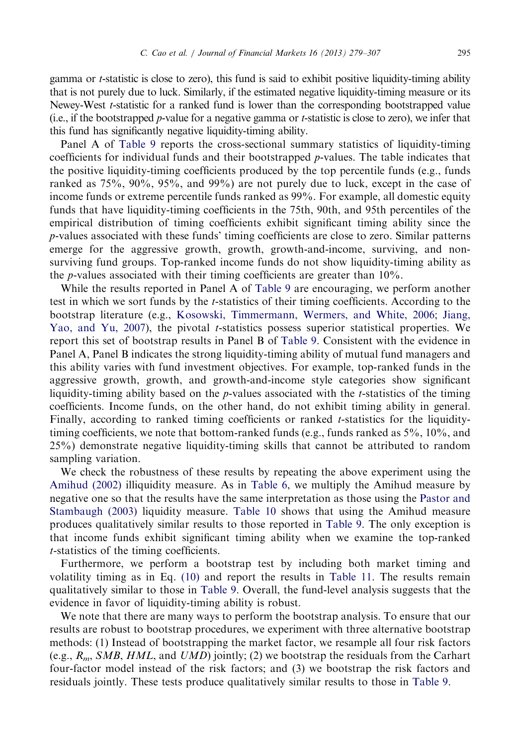gamma or *t*-statistic is close to zero), this fund is said to exhibit positive liquidity-timing ability that is not purely due to luck. Similarly, if the estimated negative liquidity-timing measure or its Newey-West *t*-statistic for a ranked fund is lower than the corresponding bootstrapped value (i.e., if the bootstrapped *p*-value for a negative gamma or *t*-statistic is close to zero), we infer that this fund has significantly negative liquidity-timing ability.

Panel A of Table 9 reports the cross-sectional summary statistics of liquidity-timing coefficients for individual funds and their bootstrapped *p*-values. The table indicates that the positive liquidity-timing coefficients produced by the top percentile funds (e.g., funds ranked as 75%, 90%, 95%, and 99%) are not purely due to luck, except in the case of income funds or extreme percentile funds ranked as 99%. For example, all domestic equity funds that have liquidity-timing coefficients in the 75th, 90th, and 95th percentiles of the empirical distribution of timing coefficients exhibit significant timing ability since the *p*-values associated with these funds' timing coefficients are close to zero. Similar patterns emerge for the aggressive growth, growth, growth-and-income, surviving, and non-surviving fund groups. Top-ranked income funds do not show liquidity-timing ability as the *p*-values associated with their timing coefficients are greater than 10%.

While the results reported in Panel A of Table 9 are encouraging, we perform another test in which we sort funds by the *t*-statistics of their timing coefficients. According to the bootstrap literature (e.g., Kosowski, Timmermann, Wermers, and White, 2006; Jiang, Yao, and Yu, 2007), the pivotal *t*-statistics possess superior statistical properties. We report this set of bootstrap results in Panel B of Table 9. Consistent with the evidence in Panel A, Panel B indicates the strong liquidity-timing ability of mutual fund managers and this ability varies with fund investment objectives. For example, top-ranked funds in the aggressive growth, growth, and growth-and-income style categories show significant liquidity-timing ability based on the *p*-values associated with the *t*-statistics of the timing coefficients. Income funds, on the other hand, do not exhibit timing ability in general. Finally, according to ranked timing coefficients or ranked *t*-statistics for the liquidity-timing coefficients, we note that bottom-ranked funds (e.g., funds ranked as 5%, 10%, and 25%) demonstrate negative liquidity-timing skills that cannot be attributed to random sampling variation.

We check the robustness of these results by repeating the above experiment using the Amihud (2002) illiquidity measure. As in Table 6, we multiply the Amihud measure by negative one so that the results have the same interpretation as those using the Pastor and Stambaugh (2003) liquidity measure. Table 10 shows that using the Amihud measure produces qualitatively similar results to those reported in Table 9. The only exception is that income funds exhibit significant timing ability when we examine the top-ranked *t*-statistics of the timing coefficients.

Furthermore, we perform a bootstrap test by including both market timing and volatility timing as in Eq. (10) and report the results in Table 11. The results remain qualitatively similar to those in Table 9. Overall, the fund-level analysis suggests that the evidence in favor of liquidity-timing ability is robust.

We note that there are many ways to perform the bootstrap analysis. To ensure that our results are robust to bootstrap procedures, we experiment with three alternative bootstrap methods: (1) Instead of bootstrapping the market factor, we resample all four risk factors (e.g., $R_m$, $SMB$, $HML$, and $UMD$) jointly; (2) we bootstrap the residuals from the Carhart four-factor model instead of the risk factors; and (3) we bootstrap the risk factors and residuals jointly. These tests produce qualitatively similar results to those in Table 9.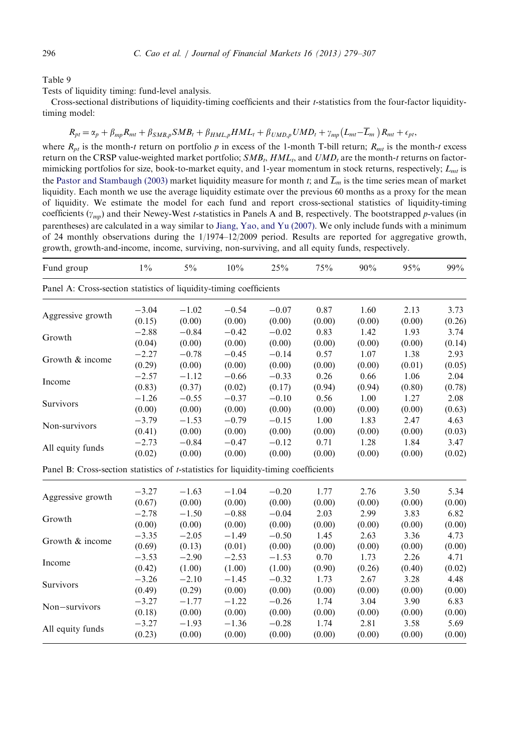Table 9

Tests of liquidity timing: fund-level analysis.

Cross-sectional distributions of liquidity-timing coefficients and their $t$-statistics from the four-factor liquidity-timing model:

$$R_{pt} = \alpha_p + \beta_{mp} R_{mt} + \beta_{SMB,p} SMB_t + \beta_{HML,p} HML_t + \beta_{UMD,p} UMD_t + \gamma_{mp}\left(L_{mt} - \overline{L}_m\right) R_{mt} + \epsilon_{pt},$$

where $R_{pt}$ is the month-$t$ return on portfolio $p$ in excess of the 1-month T-bill return; $R_{mt}$ is the month-$t$ excess return on the CRSP value-weighted market portfolio; $SMB_t$, $HML_t$, and $UMD_t$ are the month-$t$ returns on factor-mimicking portfolios for size, book-to-market equity, and 1-year momentum in stock returns, respectively; $L_{mt}$ is the Pastor and Stambaugh (2003) market liquidity measure for month $t$; and $\overline{L}_m$ is the time series mean of market liquidity. Each month we use the average liquidity estimate over the previous 60 months as a proxy for the mean of liquidity. We estimate the model for each fund and report cross-sectional statistics of liquidity-timing coefficients ($\gamma_{mp}$) and their Newey-West $t$-statistics in Panels A and B, respectively. The bootstrapped $p$-values (in parentheses) are calculated in a way similar to Jiang, Yao, and Yu (2007). We only include funds with a minimum of 24 monthly observations during the 1/1974–12/2009 period. Results are reported for aggregative growth, growth, growth-and-income, income, surviving, non-surviving, and all equity funds, respectively.

| Fund group | 1% | 5% | 10% | 25% | 75% | 90% | 95% | 99% |
|---|---|---|---|---|---|---|---|---|
| Panel A: Cross-section statistics of liquidity-timing coefficients | | | | | | | | |
| Aggressive growth | −3.04 | −1.02 | −0.54 | −0.07 | 0.87 | 1.60 | 2.13 | 3.73 |
| | (0.15) | (0.00) | (0.00) | (0.00) | (0.00) | (0.00) | (0.00) | (0.26) |
| Growth | −2.88 | −0.84 | −0.42 | −0.02 | 0.83 | 1.42 | 1.93 | 3.74 |
| | (0.04) | (0.00) | (0.00) | (0.00) | (0.00) | (0.00) | (0.00) | (0.14) |
| Growth & income | −2.27 | −0.78 | −0.45 | −0.14 | 0.57 | 1.07 | 1.38 | 2.93 |
| | (0.29) | (0.00) | (0.00) | (0.00) | (0.00) | (0.00) | (0.01) | (0.05) |
| Income | −2.57 | −1.12 | −0.66 | −0.33 | 0.26 | 0.66 | 1.06 | 2.04 |
| | (0.83) | (0.37) | (0.02) | (0.17) | (0.94) | (0.94) | (0.80) | (0.78) |
| Survivors | −1.26 | −0.55 | −0.37 | −0.10 | 0.56 | 1.00 | 1.27 | 2.08 |
| | (0.00) | (0.00) | (0.00) | (0.00) | (0.00) | (0.00) | (0.00) | (0.63) |
| Non-survivors | −3.79 | −1.53 | −0.79 | −0.15 | 1.00 | 1.83 | 2.47 | 4.63 |
| | (0.41) | (0.00) | (0.00) | (0.00) | (0.00) | (0.00) | (0.00) | (0.03) |
| All equity funds | −2.73 | −0.84 | −0.47 | −0.12 | 0.71 | 1.28 | 1.84 | 3.47 |
| | (0.02) | (0.00) | (0.00) | (0.00) | (0.00) | (0.00) | (0.00) | (0.02) |
| Panel B: Cross-section statistics of $t$-statistics for liquidity-timing coefficients | | | | | | | | |
| Aggressive growth | −3.27 | −1.63 | −1.04 | −0.20 | 1.77 | 2.76 | 3.50 | 5.34 |
| | (0.67) | (0.00) | (0.00) | (0.00) | (0.00) | (0.00) | (0.00) | (0.00) |
| Growth | −2.78 | −1.50 | −0.88 | −0.04 | 2.03 | 2.99 | 3.83 | 6.82 |
| | (0.00) | (0.00) | (0.00) | (0.00) | (0.00) | (0.00) | (0.00) | (0.00) |
| Growth & income | −3.35 | −2.05 | −1.49 | −0.50 | 1.45 | 2.63 | 3.36 | 4.73 |
| | (0.69) | (0.13) | (0.01) | (0.00) | (0.00) | (0.00) | (0.00) | (0.00) |
| Income | −3.53 | −2.90 | −2.53 | −1.53 | 0.70 | 1.73 | 2.26 | 4.71 |
| | (0.42) | (1.00) | (1.00) | (1.00) | (0.90) | (0.26) | (0.40) | (0.02) |
| Survivors | −3.26 | −2.10 | −1.45 | −0.32 | 1.73 | 2.67 | 3.28 | 4.48 |
| | (0.49) | (0.29) | (0.00) | (0.00) | (0.00) | (0.00) | (0.00) | (0.00) |
| Non−survivors | −3.27 | −1.77 | −1.22 | −0.26 | 1.74 | 3.04 | 3.90 | 6.83 |
| | (0.18) | (0.00) | (0.00) | (0.00) | (0.00) | (0.00) | (0.00) | (0.00) |
| All equity funds | −3.27 | −1.93 | −1.36 | −0.28 | 1.74 | 2.81 | 3.58 | 5.69 |
| | (0.23) | (0.00) | (0.00) | (0.00) | (0.00) | (0.00) | (0.00) | (0.00) |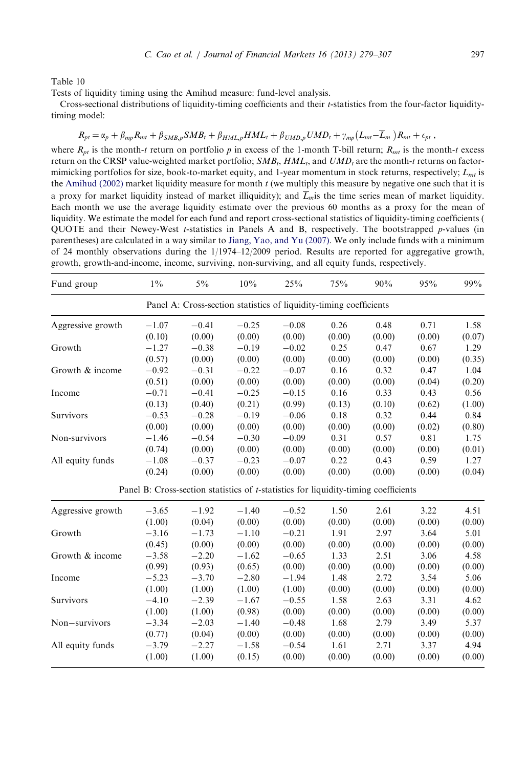Table 10

Tests of liquidity timing using the Amihud measure: fund-level analysis.

Cross-sectional distributions of liquidity-timing coefficients and their $t$-statistics from the four-factor liquidity-timing model:

$$R_{pt} = \alpha_p + \beta_{mp} R_{mt} + \beta_{SMB,p} SMB_t + \beta_{HML,p} HML_t + \beta_{UMD,p} UMD_t + \gamma_{mp} (L_{mt} - \overline{L}_m) R_{mt} + \epsilon_{pt},$$

where $R_{pt}$ is the month-$t$ return on portfolio $p$ in excess of the 1-month T-bill return; $R_{mt}$ is the month-$t$ excess return on the CRSP value-weighted market portfolio; $SMB_t$, $HML_t$, and $UMD_t$ are the month-$t$ returns on factor-mimicking portfolios for size, book-to-market equity, and 1-year momentum in stock returns, respectively; $L_{mt}$ is the Amihud (2002) market liquidity measure for month $t$ (we multiply this measure by negative one such that it is a proxy for market liquidity instead of market illiquidity); and $\overline{L}_m$is the time series mean of market liquidity. Each month we use the average liquidity estimate over the previous 60 months as a proxy for the mean of liquidity. We estimate the model for each fund and report cross-sectional statistics of liquidity-timing coefficients ( QUOTE and their Newey-West $t$-statistics in Panels A and B, respectively. The bootstrapped $p$-values (in parentheses) are calculated in a way similar to Jiang, Yao, and Yu (2007). We only include funds with a minimum of 24 monthly observations during the 1/1974–12/2009 period. Results are reported for aggregative growth, growth, growth-and-income, income, surviving, non-surviving, and all equity funds, respectively.

| Fund group | 1% | 5% | 10% | 25% | 75% | 90% | 95% | 99% |
|---|---|---|---|---|---|---|---|---|
| **Panel A: Cross-section statistics of liquidity-timing coefficients** | | | | | | | | |
| Aggressive growth | −1.07 | −0.41 | −0.25 | −0.08 | 0.26 | 0.48 | 0.71 | 1.58 |
| | (0.10) | (0.00) | (0.00) | (0.00) | (0.00) | (0.00) | (0.00) | (0.07) |
| Growth | −1.27 | −0.38 | −0.19 | −0.02 | 0.25 | 0.47 | 0.67 | 1.29 |
| | (0.57) | (0.00) | (0.00) | (0.00) | (0.00) | (0.00) | (0.00) | (0.35) |
| Growth & income | −0.92 | −0.31 | −0.22 | −0.07 | 0.16 | 0.32 | 0.47 | 1.04 |
| | (0.51) | (0.00) | (0.00) | (0.00) | (0.00) | (0.00) | (0.04) | (0.20) |
| Income | −0.71 | −0.41 | −0.25 | −0.15 | 0.16 | 0.33 | 0.43 | 0.56 |
| | (0.13) | (0.40) | (0.21) | (0.99) | (0.13) | (0.10) | (0.62) | (1.00) |
| Survivors | −0.53 | −0.28 | −0.19 | −0.06 | 0.18 | 0.32 | 0.44 | 0.84 |
| | (0.00) | (0.00) | (0.00) | (0.00) | (0.00) | (0.00) | (0.02) | (0.80) |
| Non-survivors | −1.46 | −0.54 | −0.30 | −0.09 | 0.31 | 0.57 | 0.81 | 1.75 |
| | (0.74) | (0.00) | (0.00) | (0.00) | (0.00) | (0.00) | (0.00) | (0.01) |
| All equity funds | −1.08 | −0.37 | −0.23 | −0.07 | 0.22 | 0.43 | 0.59 | 1.27 |
| | (0.24) | (0.00) | (0.00) | (0.00) | (0.00) | (0.00) | (0.00) | (0.04) |
| **Panel B: Cross-section statistics of $t$-statistics for liquidity-timing coefficients** | | | | | | | | |
| Aggressive growth | −3.65 | −1.92 | −1.40 | −0.52 | 1.50 | 2.61 | 3.22 | 4.51 |
| | (1.00) | (0.04) | (0.00) | (0.00) | (0.00) | (0.00) | (0.00) | (0.00) |
| Growth | −3.16 | −1.73 | −1.10 | −0.21 | 1.91 | 2.97 | 3.64 | 5.01 |
| | (0.45) | (0.00) | (0.00) | (0.00) | (0.00) | (0.00) | (0.00) | (0.00) |
| Growth & income | −3.58 | −2.20 | −1.62 | −0.65 | 1.33 | 2.51 | 3.06 | 4.58 |
| | (0.99) | (0.93) | (0.65) | (0.00) | (0.00) | (0.00) | (0.00) | (0.00) |
| Income | −5.23 | −3.70 | −2.80 | −1.94 | 1.48 | 2.72 | 3.54 | 5.06 |
| | (1.00) | (1.00) | (1.00) | (1.00) | (0.00) | (0.00) | (0.00) | (0.00) |
| Survivors | −4.10 | −2.39 | −1.67 | −0.55 | 1.58 | 2.63 | 3.31 | 4.62 |
| | (1.00) | (1.00) | (0.98) | (0.00) | (0.00) | (0.00) | (0.00) | (0.00) |
| Non−survivors | −3.34 | −2.03 | −1.40 | −0.48 | 1.68 | 2.79 | 3.49 | 5.37 |
| | (0.77) | (0.04) | (0.00) | (0.00) | (0.00) | (0.00) | (0.00) | (0.00) |
| All equity funds | −3.79 | −2.27 | −1.58 | −0.54 | 1.61 | 2.71 | 3.37 | 4.94 |
| | (1.00) | (1.00) | (0.15) | (0.00) | (0.00) | (0.00) | (0.00) | (0.00) |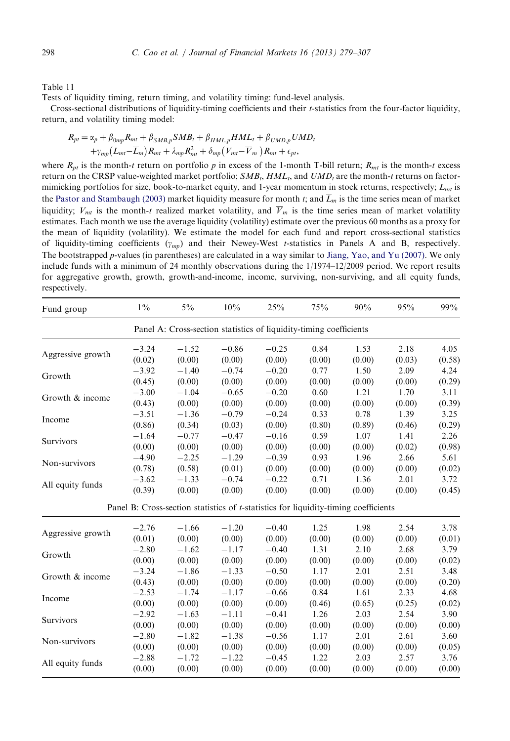Table 11

Tests of liquidity timing, return timing, and volatility timing: fund-level analysis.

Cross-sectional distributions of liquidity-timing coefficients and their *t*-statistics from the four-factor liquidity, return, and volatility timing model:

$$
\begin{aligned}
R_{pt} = {} & \alpha_p + \beta_{0mp} R_{mt} + \beta_{SMB,p} SMB_t + \beta_{HML,p} HML_t + \beta_{UMD,p} UMD_t \\
& + \gamma_{mp} \left(L_{mt} - \overline{L}_m\right) R_{mt} + \lambda_{mp} R_{mt}^2 + \delta_{mp} \left(V_{mt} - \overline{V}_m\right) R_{mt} + \epsilon_{pt},
\end{aligned}
$$

where $R_{pt}$ is the month-*t* return on portfolio *p* in excess of the 1-month T-bill return; $R_{mt}$ is the month-*t* excess return on the CRSP value-weighted market portfolio; $SMB_t$, $HML_t$, and $UMD_t$ are the month-*t* returns on factor-mimicking portfolios for size, book-to-market equity, and 1-year momentum in stock returns, respectively; $L_{mt}$ is the Pastor and Stambaugh (2003) market liquidity measure for month *t*; and $\overline{L}_m$ is the time series mean of market liquidity; $V_{mt}$ is the month-*t* realized market volatility, and $\overline{V}_m$ is the time series mean of market volatility estimates. Each month we use the average liquidity (volatility) estimate over the previous 60 months as a proxy for the mean of liquidity (volatility). We estimate the model for each fund and report cross-sectional statistics of liquidity-timing coefficients ($\gamma_{mp}$) and their Newey-West *t*-statistics in Panels A and B, respectively. The bootstrapped *p*-values (in parentheses) are calculated in a way similar to Jiang, Yao, and Yu (2007). We only include funds with a minimum of 24 monthly observations during the 1/1974–12/2009 period. We report results for aggregative growth, growth, growth-and-income, income, surviving, non-surviving, and all equity funds, respectively.

| Fund group | 1% | 5% | 10% | 25% | 75% | 90% | 95% | 99% |
|---|---|---|---|---|---|---|---|---|
| **Panel A: Cross-section statistics of liquidity-timing coefficients** | | | | | | | | |
| Aggressive growth | −3.24 | −1.52 | −0.86 | −0.25 | 0.84 | 1.53 | 2.18 | 4.05 |
| | (0.02) | (0.00) | (0.00) | (0.00) | (0.00) | (0.00) | (0.03) | (0.58) |
| Growth | −3.92 | −1.40 | −0.74 | −0.20 | 0.77 | 1.50 | 2.09 | 4.24 |
| | (0.45) | (0.00) | (0.00) | (0.00) | (0.00) | (0.00) | (0.00) | (0.29) |
| Growth & income | −3.00 | −1.04 | −0.65 | −0.20 | 0.60 | 1.21 | 1.70 | 3.11 |
| | (0.43) | (0.00) | (0.00) | (0.00) | (0.00) | (0.00) | (0.00) | (0.39) |
| Income | −3.51 | −1.36 | −0.79 | −0.24 | 0.33 | 0.78 | 1.39 | 3.25 |
| | (0.86) | (0.34) | (0.03) | (0.00) | (0.80) | (0.89) | (0.46) | (0.29) |
| Survivors | −1.64 | −0.77 | −0.47 | −0.16 | 0.59 | 1.07 | 1.41 | 2.26 |
| | (0.00) | (0.00) | (0.00) | (0.00) | (0.00) | (0.00) | (0.02) | (0.98) |
| Non-survivors | −4.90 | −2.25 | −1.29 | −0.39 | 0.93 | 1.96 | 2.66 | 5.61 |
| | (0.78) | (0.58) | (0.01) | (0.00) | (0.00) | (0.00) | (0.00) | (0.02) |
| All equity funds | −3.62 | −1.33 | −0.74 | −0.22 | 0.71 | 1.36 | 2.01 | 3.72 |
| | (0.39) | (0.00) | (0.00) | (0.00) | (0.00) | (0.00) | (0.00) | (0.45) |
| **Panel B: Cross-section statistics of *t*-statistics for liquidity-timing coefficients** | | | | | | | | |
| Aggressive growth | −2.76 | −1.66 | −1.20 | −0.40 | 1.25 | 1.98 | 2.54 | 3.78 |
| | (0.01) | (0.00) | (0.00) | (0.00) | (0.00) | (0.00) | (0.00) | (0.01) |
| Growth | −2.80 | −1.62 | −1.17 | −0.40 | 1.31 | 2.10 | 2.68 | 3.79 |
| | (0.00) | (0.00) | (0.00) | (0.00) | (0.00) | (0.00) | (0.00) | (0.02) |
| Growth & income | −3.24 | −1.86 | −1.33 | −0.50 | 1.17 | 2.01 | 2.51 | 3.48 |
| | (0.43) | (0.00) | (0.00) | (0.00) | (0.00) | (0.00) | (0.00) | (0.20) |
| Income | −2.53 | −1.74 | −1.17 | −0.66 | 0.84 | 1.61 | 2.33 | 4.68 |
| | (0.00) | (0.00) | (0.00) | (0.00) | (0.46) | (0.65) | (0.25) | (0.02) |
| Survivors | −2.92 | −1.63 | −1.11 | −0.41 | 1.26 | 2.03 | 2.54 | 3.90 |
| | (0.00) | (0.00) | (0.00) | (0.00) | (0.00) | (0.00) | (0.00) | (0.00) |
| Non-survivors | −2.80 | −1.82 | −1.38 | −0.56 | 1.17 | 2.01 | 2.61 | 3.60 |
| | (0.00) | (0.00) | (0.00) | (0.00) | (0.00) | (0.00) | (0.00) | (0.05) |
| All equity funds | −2.88 | −1.72 | −1.22 | −0.45 | 1.22 | 2.03 | 2.57 | 3.76 |
| | (0.00) | (0.00) | (0.00) | (0.00) | (0.00) | (0.00) | (0.00) | (0.00) |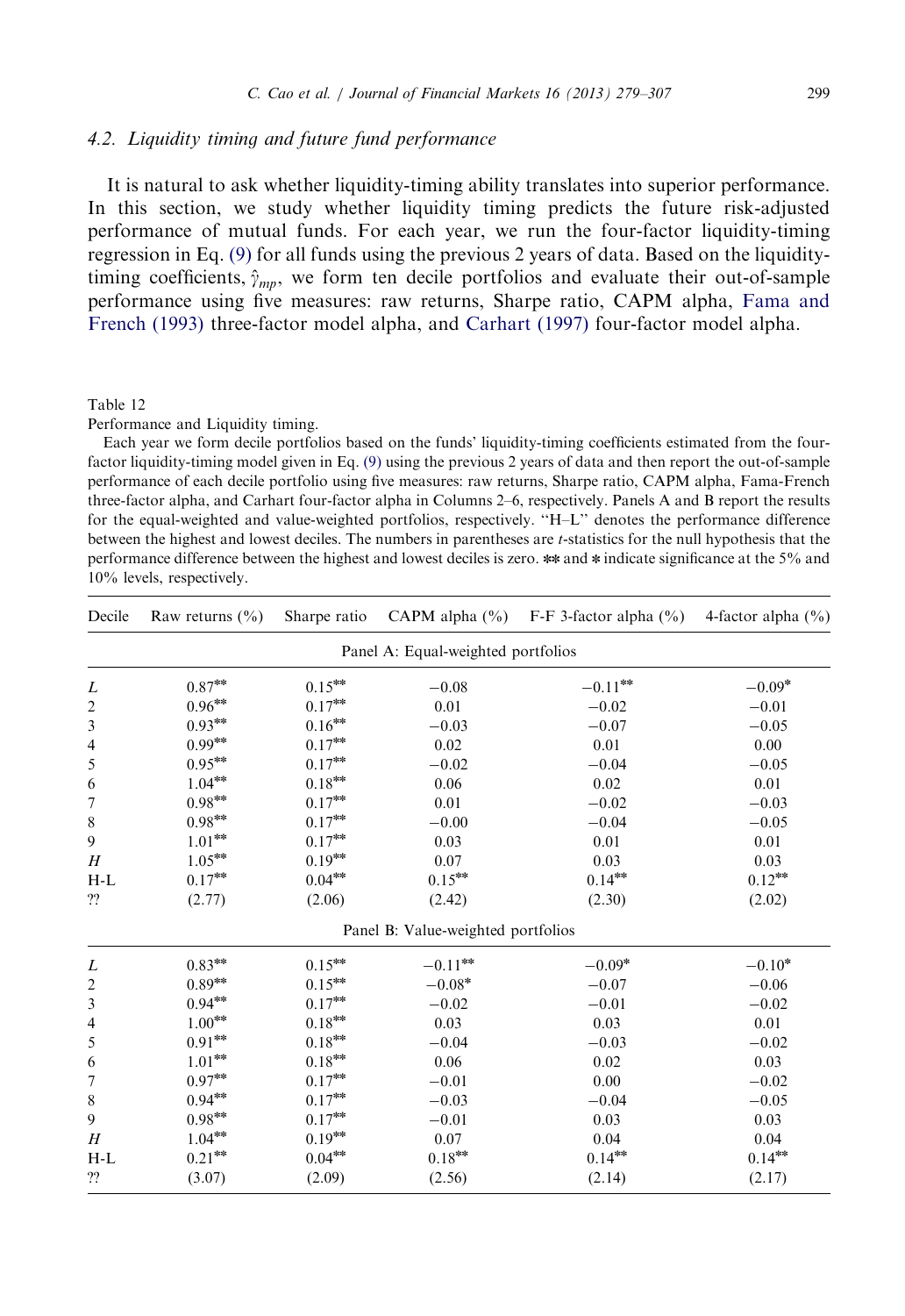### 4.2. Liquidity timing and future fund performance

It is natural to ask whether liquidity-timing ability translates into superior performance. In this section, we study whether liquidity timing predicts the future risk-adjusted performance of mutual funds. For each year, we run the four-factor liquidity-timing regression in Eq. (9) for all funds using the previous 2 years of data. Based on the liquidity-timing coefficients, $\hat{\gamma}_{mp}$, we form ten decile portfolios and evaluate their out-of-sample performance using five measures: raw returns, Sharpe ratio, CAPM alpha, Fama and French (1993) three-factor model alpha, and Carhart (1997) four-factor model alpha.

Table 12

Performance and Liquidity timing.

Each year we form decile portfolios based on the funds' liquidity-timing coefficients estimated from the four-factor liquidity-timing model given in Eq. (9) using the previous 2 years of data and then report the out-of-sample performance of each decile portfolio using five measures: raw returns, Sharpe ratio, CAPM alpha, Fama-French three-factor alpha, and Carhart four-factor alpha in Columns 2–6, respectively. Panels A and B report the results for the equal-weighted and value-weighted portfolios, respectively. "H–L" denotes the performance difference between the highest and lowest deciles. The numbers in parentheses are *t*-statistics for the null hypothesis that the performance difference between the highest and lowest deciles is zero. ** and * indicate significance at the 5% and 10% levels, respectively.

| Decile | Raw returns (%) | Sharpe ratio | CAPM alpha (%) | F-F 3-factor alpha (%) | 4-factor alpha (%) |
|---|---|---|---|---|---|
| Panel A: Equal-weighted portfolios | | | | | |
| *L* | 0.87** | 0.15** | −0.08 | −0.11** | −0.09* |
| 2 | 0.96** | 0.17** | 0.01 | −0.02 | −0.01 |
| 3 | 0.93** | 0.16** | −0.03 | −0.07 | −0.05 |
| 4 | 0.99** | 0.17** | 0.02 | 0.01 | 0.00 |
| 5 | 0.95** | 0.17** | −0.02 | −0.04 | −0.05 |
| 6 | 1.04** | 0.18** | 0.06 | 0.02 | 0.01 |
| 7 | 0.98** | 0.17** | 0.01 | −0.02 | −0.03 |
| 8 | 0.98** | 0.17** | −0.00 | −0.04 | −0.05 |
| 9 | 1.01** | 0.17** | 0.03 | 0.01 | 0.01 |
| *H* | 1.05** | 0.19** | 0.07 | 0.03 | 0.03 |
| H-L | 0.17** | 0.04** | 0.15** | 0.14** | 0.12** |
| ?? | (2.77) | (2.06) | (2.42) | (2.30) | (2.02) |
| Panel B: Value-weighted portfolios | | | | | |
| *L* | 0.83** | 0.15** | −0.11** | −0.09* | −0.10* |
| 2 | 0.89** | 0.15** | −0.08* | −0.07 | −0.06 |
| 3 | 0.94** | 0.17** | −0.02 | −0.01 | −0.02 |
| 4 | 1.00** | 0.18** | 0.03 | 0.03 | 0.01 |
| 5 | 0.91** | 0.18** | −0.04 | −0.03 | −0.02 |
| 6 | 1.01** | 0.18** | 0.06 | 0.02 | 0.03 |
| 7 | 0.97** | 0.17** | −0.01 | 0.00 | −0.02 |
| 8 | 0.94** | 0.17** | −0.03 | −0.04 | −0.05 |
| 9 | 0.98** | 0.17** | −0.01 | 0.03 | 0.03 |
| *H* | 1.04** | 0.19** | 0.07 | 0.04 | 0.04 |
| H-L | 0.21** | 0.04** | 0.18** | 0.14** | 0.14** |
| ?? | (3.07) | (2.09) | (2.56) | (2.14) | (2.17) |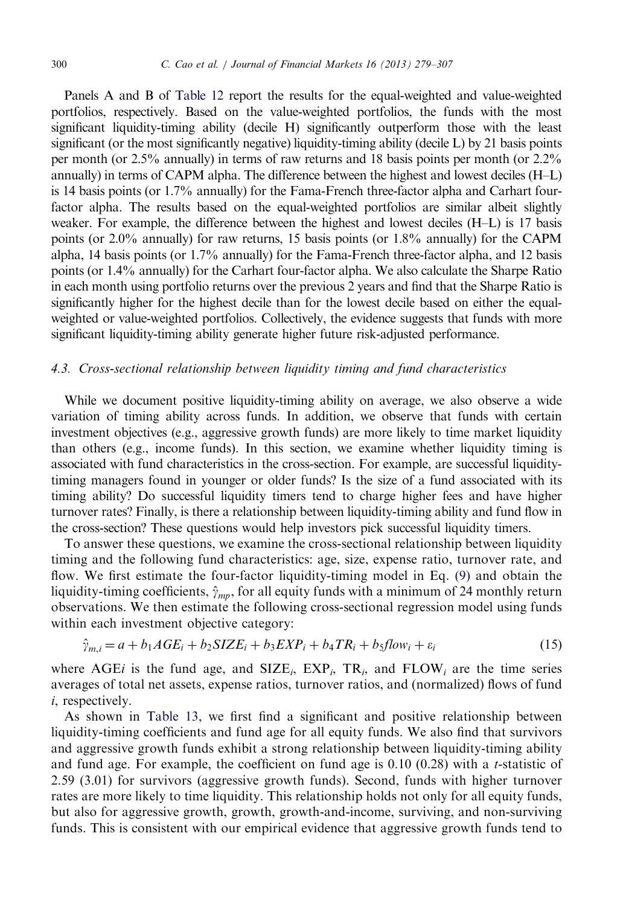Panels A and B of Table 12 report the results for the equal-weighted and value-weighted portfolios, respectively. Based on the value-weighted portfolios, the funds with the most significant liquidity-timing ability (decile H) significantly outperform those with the least significant (or the most significantly negative) liquidity-timing ability (decile L) by 21 basis points per month (or 2.5% annually) in terms of raw returns and 18 basis points per month (or 2.2% annually) in terms of CAPM alpha. The difference between the highest and lowest deciles (H–L) is 14 basis points (or 1.7% annually) for the Fama-French three-factor alpha and Carhart four-factor alpha. The results based on the equal-weighted portfolios are similar albeit slightly weaker. For example, the difference between the highest and lowest deciles (H–L) is 17 basis points (or 2.0% annually) for raw returns, 15 basis points (or 1.8% annually) for the CAPM alpha, 14 basis points (or 1.7% annually) for the Fama-French three-factor alpha, and 12 basis points (or 1.4% annually) for the Carhart four-factor alpha. We also calculate the Sharpe Ratio in each month using portfolio returns over the previous 2 years and find that the Sharpe Ratio is significantly higher for the highest decile than for the lowest decile based on either the equal-weighted or value-weighted portfolios. Collectively, the evidence suggests that funds with more significant liquidity-timing ability generate higher future risk-adjusted performance.

### 4.3. Cross-sectional relationship between liquidity timing and fund characteristics

While we document positive liquidity-timing ability on average, we also observe a wide variation of timing ability across funds. In addition, we observe that funds with certain investment objectives (e.g., aggressive growth funds) are more likely to time market liquidity than others (e.g., income funds). In this section, we examine whether liquidity timing is associated with fund characteristics in the cross-section. For example, are successful liquidity-timing managers found in younger or older funds? Is the size of a fund associated with its timing ability? Do successful liquidity timers tend to charge higher fees and have higher turnover rates? Finally, is there a relationship between liquidity-timing ability and fund flow in the cross-section? These questions would help investors pick successful liquidity timers.

To answer these questions, we examine the cross-sectional relationship between liquidity timing and the following fund characteristics: age, size, expense ratio, turnover rate, and flow. We first estimate the four-factor liquidity-timing model in Eq. (9) and obtain the liquidity-timing coefficients, $\hat{\gamma}_{mp}$, for all equity funds with a minimum of 24 monthly return observations. We then estimate the following cross-sectional regression model using funds within each investment objective category:

$$\hat{\gamma}_{m,i} = a + b_1 AGE_i + b_2 SIZE_i + b_3 EXP_i + b_4 TR_i + b_5 flow_i + \varepsilon_i \tag{15}$$

where $AGEi$ is the fund age, and $SIZE_i$, $EXP_i$, $TR_i$, and $FLOW_i$ are the time series averages of total net assets, expense ratios, turnover ratios, and (normalized) flows of fund $i$, respectively.

As shown in Table 13, we first find a significant and positive relationship between liquidity-timing coefficients and fund age for all equity funds. We also find that survivors and aggressive growth funds exhibit a strong relationship between liquidity-timing ability and fund age. For example, the coefficient on fund age is 0.10 (0.28) with a $t$-statistic of 2.59 (3.01) for survivors (aggressive growth funds). Second, funds with higher turnover rates are more likely to time liquidity. This relationship holds not only for all equity funds, but also for aggressive growth, growth, growth-and-income, surviving, and non-surviving funds. This is consistent with our empirical evidence that aggressive growth funds tend to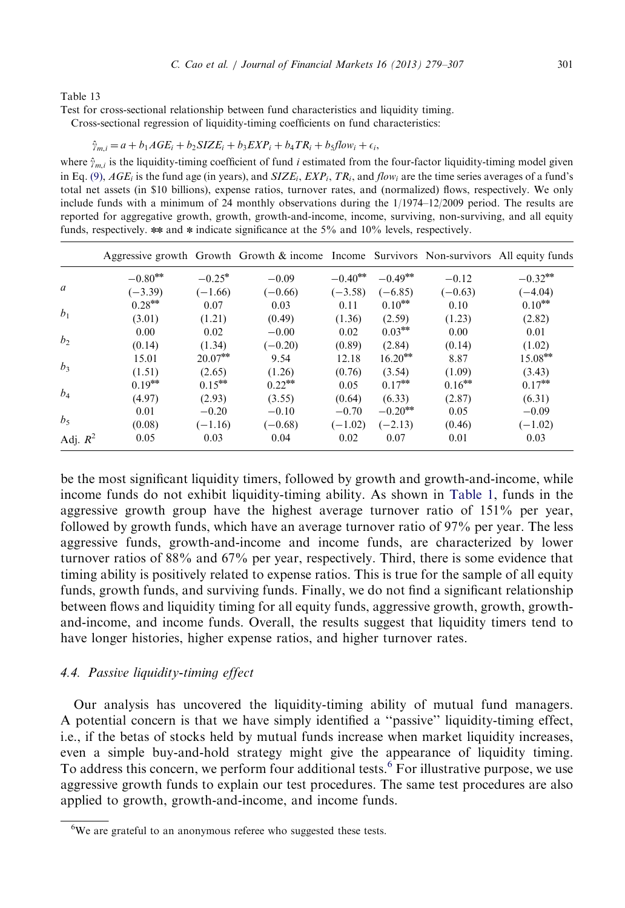Table 13

Test for cross-sectional relationship between fund characteristics and liquidity timing.

Cross-sectional regression of liquidity-timing coefficients on fund characteristics:

$$\hat{\gamma}_{m,i} = a + b_1 AGE_i + b_2 SIZE_i + b_3 EXP_i + b_4 TR_i + b_5 flow_i + \epsilon_i,$$

where $\hat{\gamma}_{m,i}$ is the liquidity-timing coefficient of fund $i$ estimated from the four-factor liquidity-timing model given in Eq. (9), $AGE_i$ is the fund age (in years), and $SIZE_i$, $EXP_i$, $TR_i$, and $flow_i$ are the time series averages of a fund's total net assets (in \$10 billions), expense ratios, turnover rates, and (normalized) flows, respectively. We only include funds with a minimum of 24 monthly observations during the 1/1974–12/2009 period. The results are reported for aggregative growth, growth, growth-and-income, income, surviving, non-surviving, and all equity funds, respectively. ** and * indicate significance at the 5% and 10% levels, respectively.

| | Aggressive growth | Growth | Growth & income | Income | Survivors | Non-survivors | All equity funds |
|---|---|---|---|---|---|---|---|
| $a$ | $-0.80^{**}$ | $-0.25^{*}$ | $-0.09$ | $-0.40^{**}$ | $-0.49^{**}$ | $-0.12$ | $-0.32^{**}$ |
| | $(-3.39)$ | $(-1.66)$ | $(-0.66)$ | $(-3.58)$ | $(-6.85)$ | $(-0.63)$ | $(-4.04)$ |
| $b_1$ | $0.28^{**}$ | 0.07 | 0.03 | 0.11 | $0.10^{**}$ | 0.10 | $0.10^{**}$ |
| | (3.01) | (1.21) | (0.49) | (1.36) | (2.59) | (1.23) | (2.82) |
| $b_2$ | 0.00 | 0.02 | $-0.00$ | 0.02 | $0.03^{**}$ | 0.00 | 0.01 |
| | (0.14) | (1.34) | $(-0.20)$ | (0.89) | (2.84) | (0.14) | (1.02) |
| $b_3$ | 15.01 | $20.07^{**}$ | 9.54 | 12.18 | $16.20^{**}$ | 8.87 | $15.08^{**}$ |
| | (1.51) | (2.65) | (1.26) | (0.76) | (3.54) | (1.09) | (3.43) |
| $b_4$ | $0.19^{**}$ | $0.15^{**}$ | $0.22^{**}$ | 0.05 | $0.17^{**}$ | $0.16^{**}$ | $0.17^{**}$ |
| | (4.97) | (2.93) | (3.55) | (0.64) | (6.33) | (2.87) | (6.31) |
| $b_5$ | 0.01 | $-0.20$ | $-0.10$ | $-0.70$ | $-0.20^{**}$ | 0.05 | $-0.09$ |
| | (0.08) | $(-1.16)$ | $(-0.68)$ | $(-1.02)$ | $(-2.13)$ | (0.46) | $(-1.02)$ |
| Adj. $R^2$ | 0.05 | 0.03 | 0.04 | 0.02 | 0.07 | 0.01 | 0.03 |

be the most significant liquidity timers, followed by growth and growth-and-income, while income funds do not exhibit liquidity-timing ability. As shown in Table 1, funds in the aggressive growth group have the highest average turnover ratio of 151% per year, followed by growth funds, which have an average turnover ratio of 97% per year. The less aggressive funds, growth-and-income and income funds, are characterized by lower turnover ratios of 88% and 67% per year, respectively. Third, there is some evidence that timing ability is positively related to expense ratios. This is true for the sample of all equity funds, growth funds, and surviving funds. Finally, we do not find a significant relationship between flows and liquidity timing for all equity funds, aggressive growth, growth, growth-and-income, and income funds. Overall, the results suggest that liquidity timers tend to have longer histories, higher expense ratios, and higher turnover rates.

### 4.4. Passive liquidity-timing effect

Our analysis has uncovered the liquidity-timing ability of mutual fund managers. A potential concern is that we have simply identified a "passive" liquidity-timing effect, i.e., if the betas of stocks held by mutual funds increase when market liquidity increases, even a simple buy-and-hold strategy might give the appearance of liquidity timing. To address this concern, we perform four additional tests.[6] For illustrative purpose, we use aggressive growth funds to explain our test procedures. The same test procedures are also applied to growth, growth-and-income, and income funds.

[6] We are grateful to an anonymous referee who suggested these tests.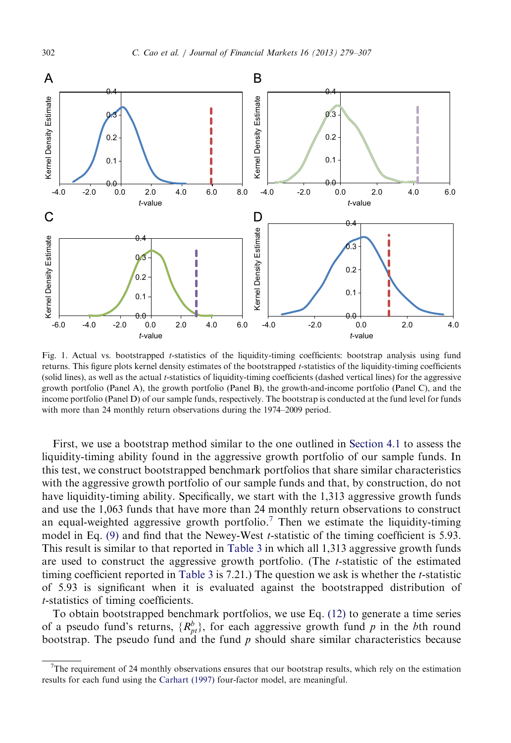Fig. 1. Actual vs. bootstrapped *t*-statistics of the liquidity-timing coefficients: bootstrap analysis using fund returns. This figure plots kernel density estimates of the bootstrapped *t*-statistics of the liquidity-timing coefficients (solid lines), as well as the actual *t*-statistics of liquidity-timing coefficients (dashed vertical lines) for the aggressive growth portfolio (Panel A), the growth portfolio (Panel B), the growth-and-income portfolio (Panel C), and the income portfolio (Panel D) of our sample funds, respectively. The bootstrap is conducted at the fund level for funds with more than 24 monthly return observations during the 1974–2009 period.

First, we use a bootstrap method similar to the one outlined in Section 4.1 to assess the liquidity-timing ability found in the aggressive growth portfolio of our sample funds. In this test, we construct bootstrapped benchmark portfolios that share similar characteristics with the aggressive growth portfolio of our sample funds and that, by construction, do not have liquidity-timing ability. Specifically, we start with the 1,313 aggressive growth funds and use the 1,063 funds that have more than 24 monthly return observations to construct an equal-weighted aggressive growth portfolio.[7] Then we estimate the liquidity-timing model in Eq. (9) and find that the Newey-West *t*-statistic of the timing coefficient is 5.93. This result is similar to that reported in Table 3 in which all 1,313 aggressive growth funds are used to construct the aggressive growth portfolio. (The *t*-statistic of the estimated timing coefficient reported in Table 3 is 7.21.) The question we ask is whether the *t*-statistic of 5.93 is significant when it is evaluated against the bootstrapped distribution of *t*-statistics of timing coefficients.

To obtain bootstrapped benchmark portfolios, we use Eq. (12) to generate a time series of a pseudo fund's returns, $\{R_{pt}^{b}\}$, for each aggressive growth fund $p$ in the $b$th round bootstrap. The pseudo fund and the fund $p$ should share similar characteristics because

[7] The requirement of 24 monthly observations ensures that our bootstrap results, which rely on the estimation results for each fund using the Carhart (1997) four-factor model, are meaningful.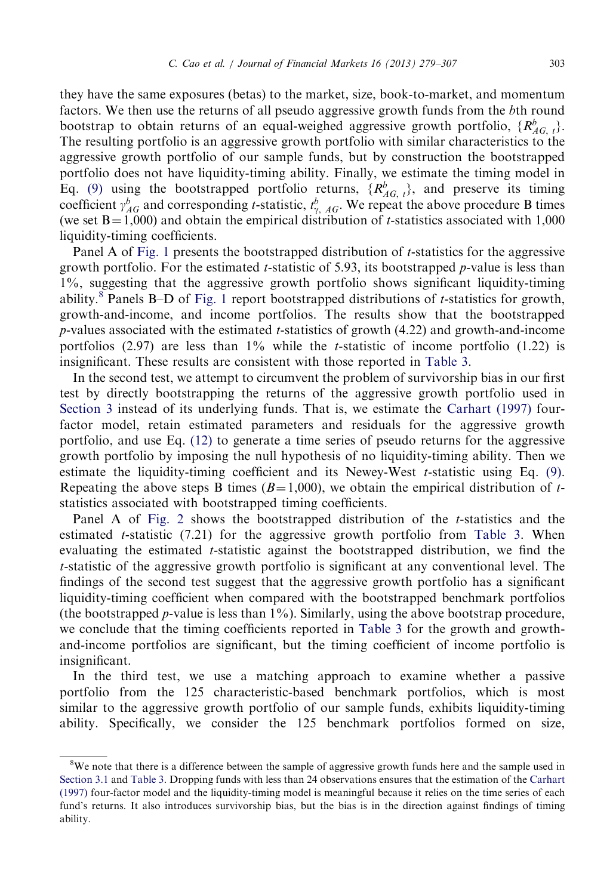they have the same exposures (betas) to the market, size, book-to-market, and momentum factors. We then use the returns of all pseudo aggressive growth funds from the $b$th round bootstrap to obtain returns of an equal-weighed aggressive growth portfolio, $\{R^b_{AG,\,t}\}$. The resulting portfolio is an aggressive growth portfolio with similar characteristics to the aggressive growth portfolio of our sample funds, but by construction the bootstrapped portfolio does not have liquidity-timing ability. Finally, we estimate the timing model in Eq. (9) using the bootstrapped portfolio returns, $\{R^b_{AG,\,t}\}$, and preserve its timing coefficient $\gamma^b_{AG}$ and corresponding $t$-statistic, $t^b_{\gamma,\,AG}$. We repeat the above procedure B times (we set B = 1,000) and obtain the empirical distribution of $t$-statistics associated with 1,000 liquidity-timing coefficients.

Panel A of Fig. 1 presents the bootstrapped distribution of $t$-statistics for the aggressive growth portfolio. For the estimated $t$-statistic of 5.93, its bootstrapped $p$-value is less than 1%, suggesting that the aggressive growth portfolio shows significant liquidity-timing ability.[8] Panels B–D of Fig. 1 report bootstrapped distributions of $t$-statistics for growth, growth-and-income, and income portfolios. The results show that the bootstrapped $p$-values associated with the estimated $t$-statistics of growth (4.22) and growth-and-income portfolios (2.97) are less than 1% while the $t$-statistic of income portfolio (1.22) is insignificant. These results are consistent with those reported in Table 3.

In the second test, we attempt to circumvent the problem of survivorship bias in our first test by directly bootstrapping the returns of the aggressive growth portfolio used in Section 3 instead of its underlying funds. That is, we estimate the Carhart (1997) four-factor model, retain estimated parameters and residuals for the aggressive growth portfolio, and use Eq. (12) to generate a time series of pseudo returns for the aggressive growth portfolio by imposing the null hypothesis of no liquidity-timing ability. Then we estimate the liquidity-timing coefficient and its Newey-West $t$-statistic using Eq. (9). Repeating the above steps B times ($B = 1{,}000$), we obtain the empirical distribution of $t$-statistics associated with bootstrapped timing coefficients.

Panel A of Fig. 2 shows the bootstrapped distribution of the $t$-statistics and the estimated $t$-statistic (7.21) for the aggressive growth portfolio from Table 3. When evaluating the estimated $t$-statistic against the bootstrapped distribution, we find the $t$-statistic of the aggressive growth portfolio is significant at any conventional level. The findings of the second test suggest that the aggressive growth portfolio has a significant liquidity-timing coefficient when compared with the bootstrapped benchmark portfolios (the bootstrapped $p$-value is less than 1%). Similarly, using the above bootstrap procedure, we conclude that the timing coefficients reported in Table 3 for the growth and growth-and-income portfolios are significant, but the timing coefficient of income portfolio is insignificant.

In the third test, we use a matching approach to examine whether a passive portfolio from the 125 characteristic-based benchmark portfolios, which is most similar to the aggressive growth portfolio of our sample funds, exhibits liquidity-timing ability. Specifically, we consider the 125 benchmark portfolios formed on size,

[8] We note that there is a difference between the sample of aggressive growth funds here and the sample used in Section 3.1 and Table 3. Dropping funds with less than 24 observations ensures that the estimation of the Carhart (1997) four-factor model and the liquidity-timing model is meaningful because it relies on the time series of each fund's returns. It also introduces survivorship bias, but the bias is in the direction against findings of timing ability.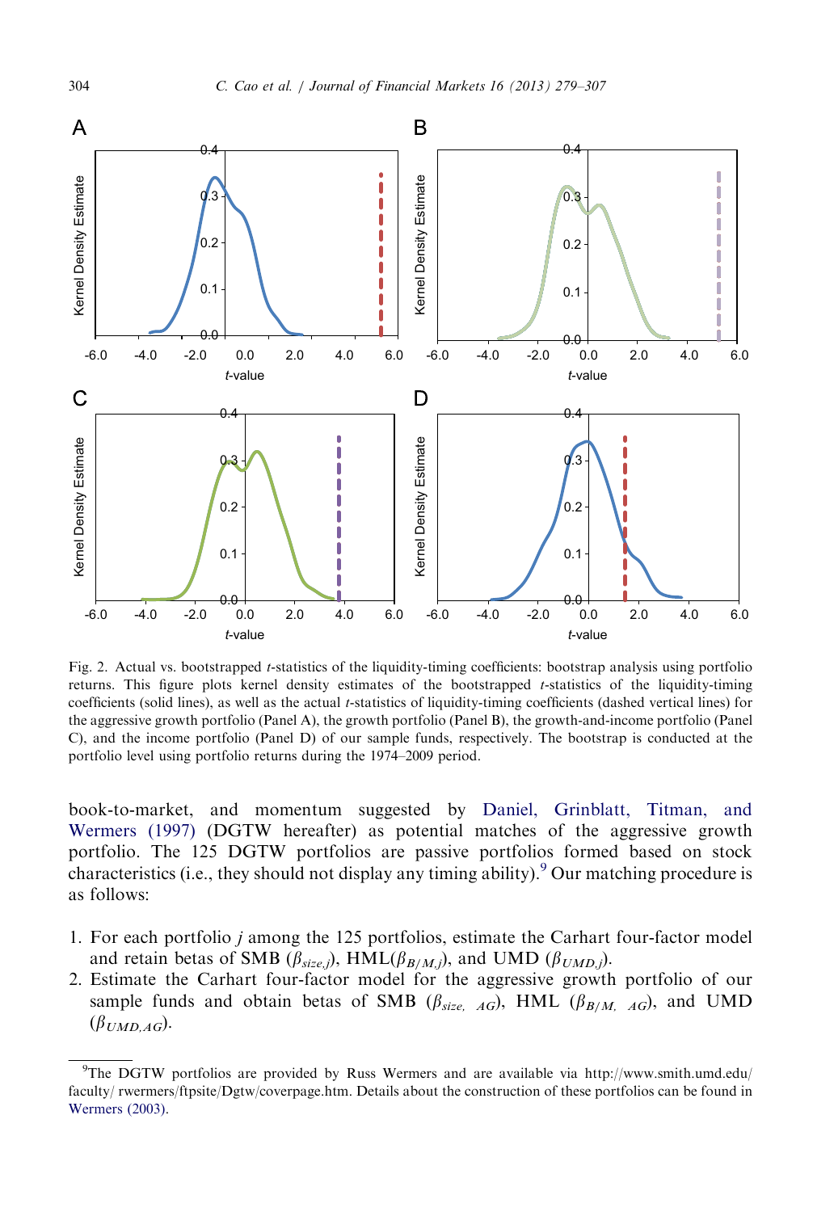Fig. 2. Actual vs. bootstrapped *t*-statistics of the liquidity-timing coefficients: bootstrap analysis using portfolio returns. This figure plots kernel density estimates of the bootstrapped *t*-statistics of the liquidity-timing coefficients (solid lines), as well as the actual *t*-statistics of liquidity-timing coefficients (dashed vertical lines) for the aggressive growth portfolio (Panel A), the growth portfolio (Panel B), the growth-and-income portfolio (Panel C), and the income portfolio (Panel D) of our sample funds, respectively. The bootstrap is conducted at the portfolio level using portfolio returns during the 1974–2009 period.

book-to-market, and momentum suggested by Daniel, Grinblatt, Titman, and Wermers (1997) (DGTW hereafter) as potential matches of the aggressive growth portfolio. The 125 DGTW portfolios are passive portfolios formed based on stock characteristics (i.e., they should not display any timing ability).[9] Our matching procedure is as follows:

1. For each portfolio $j$ among the 125 portfolios, estimate the Carhart four-factor model and retain betas of SMB ($\beta_{size,j}$), HML($\beta_{B/M,j}$), and UMD ($\beta_{UMD,j}$).
2. Estimate the Carhart four-factor model for the aggressive growth portfolio of our sample funds and obtain betas of SMB ($\beta_{size,\ AG}$), HML ($\beta_{B/M,\ AG}$), and UMD ($\beta_{UMD,AG}$).

[9]The DGTW portfolios are provided by Russ Wermers and are available via http://www.smith.umd.edu/faculty/ rwermers/ftpsite/Dgtw/coverpage.htm. Details about the construction of these portfolios can be found in Wermers (2003).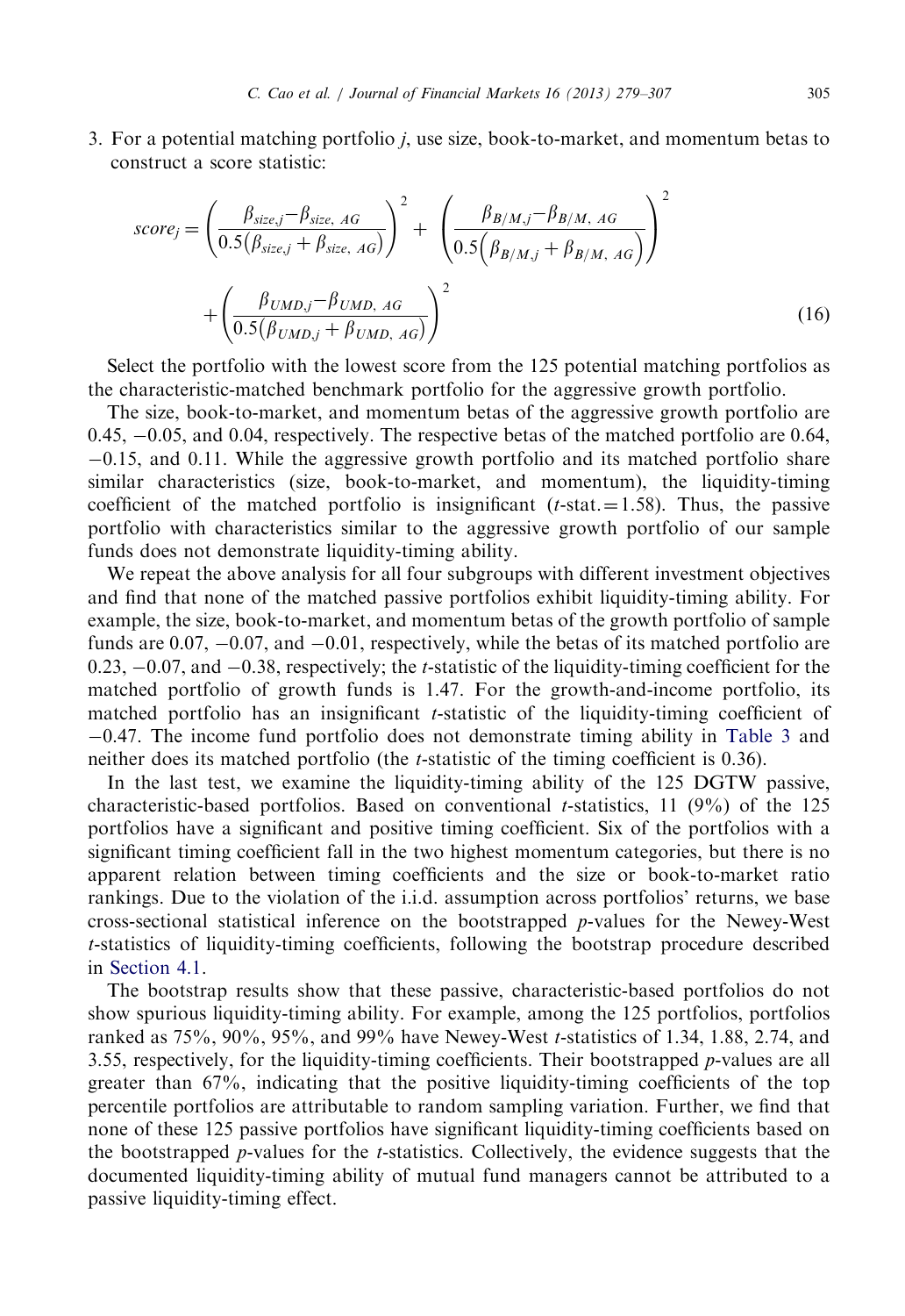3. For a potential matching portfolio $j$, use size, book-to-market, and momentum betas to construct a score statistic:

$$score_j = \left(\frac{\beta_{size,j} - \beta_{size,\ AG}}{0.5(\beta_{size,j} + \beta_{size,\ AG})}\right)^2 + \left(\frac{\beta_{B/M,j} - \beta_{B/M,\ AG}}{0.5\left(\beta_{B/M,j} + \beta_{B/M,\ AG}\right)}\right)^2 + \left(\frac{\beta_{UMD,j} - \beta_{UMD,\ AG}}{0.5(\beta_{UMD,j} + \beta_{UMD,\ AG})}\right)^2 \tag{16}$$

Select the portfolio with the lowest score from the 125 potential matching portfolios as the characteristic-matched benchmark portfolio for the aggressive growth portfolio.

The size, book-to-market, and momentum betas of the aggressive growth portfolio are 0.45, −0.05, and 0.04, respectively. The respective betas of the matched portfolio are 0.64, −0.15, and 0.11. While the aggressive growth portfolio and its matched portfolio share similar characteristics (size, book-to-market, and momentum), the liquidity-timing coefficient of the matched portfolio is insignificant ($t$-stat. = 1.58). Thus, the passive portfolio with characteristics similar to the aggressive growth portfolio of our sample funds does not demonstrate liquidity-timing ability.

We repeat the above analysis for all four subgroups with different investment objectives and find that none of the matched passive portfolios exhibit liquidity-timing ability. For example, the size, book-to-market, and momentum betas of the growth portfolio of sample funds are 0.07, −0.07, and −0.01, respectively, while the betas of its matched portfolio are 0.23, −0.07, and −0.38, respectively; the $t$-statistic of the liquidity-timing coefficient for the matched portfolio of growth funds is 1.47. For the growth-and-income portfolio, its matched portfolio has an insignificant $t$-statistic of the liquidity-timing coefficient of −0.47. The income fund portfolio does not demonstrate timing ability in Table 3 and neither does its matched portfolio (the $t$-statistic of the timing coefficient is 0.36).

In the last test, we examine the liquidity-timing ability of the 125 DGTW passive, characteristic-based portfolios. Based on conventional $t$-statistics, 11 (9%) of the 125 portfolios have a significant and positive timing coefficient. Six of the portfolios with a significant timing coefficient fall in the two highest momentum categories, but there is no apparent relation between timing coefficients and the size or book-to-market ratio rankings. Due to the violation of the i.i.d. assumption across portfolios' returns, we base cross-sectional statistical inference on the bootstrapped $p$-values for the Newey-West $t$-statistics of liquidity-timing coefficients, following the bootstrap procedure described in Section 4.1.

The bootstrap results show that these passive, characteristic-based portfolios do not show spurious liquidity-timing ability. For example, among the 125 portfolios, portfolios ranked as 75%, 90%, 95%, and 99% have Newey-West $t$-statistics of 1.34, 1.88, 2.74, and 3.55, respectively, for the liquidity-timing coefficients. Their bootstrapped $p$-values are all greater than 67%, indicating that the positive liquidity-timing coefficients of the top percentile portfolios are attributable to random sampling variation. Further, we find that none of these 125 passive portfolios have significant liquidity-timing coefficients based on the bootstrapped $p$-values for the $t$-statistics. Collectively, the evidence suggests that the documented liquidity-timing ability of mutual fund managers cannot be attributed to a passive liquidity-timing effect.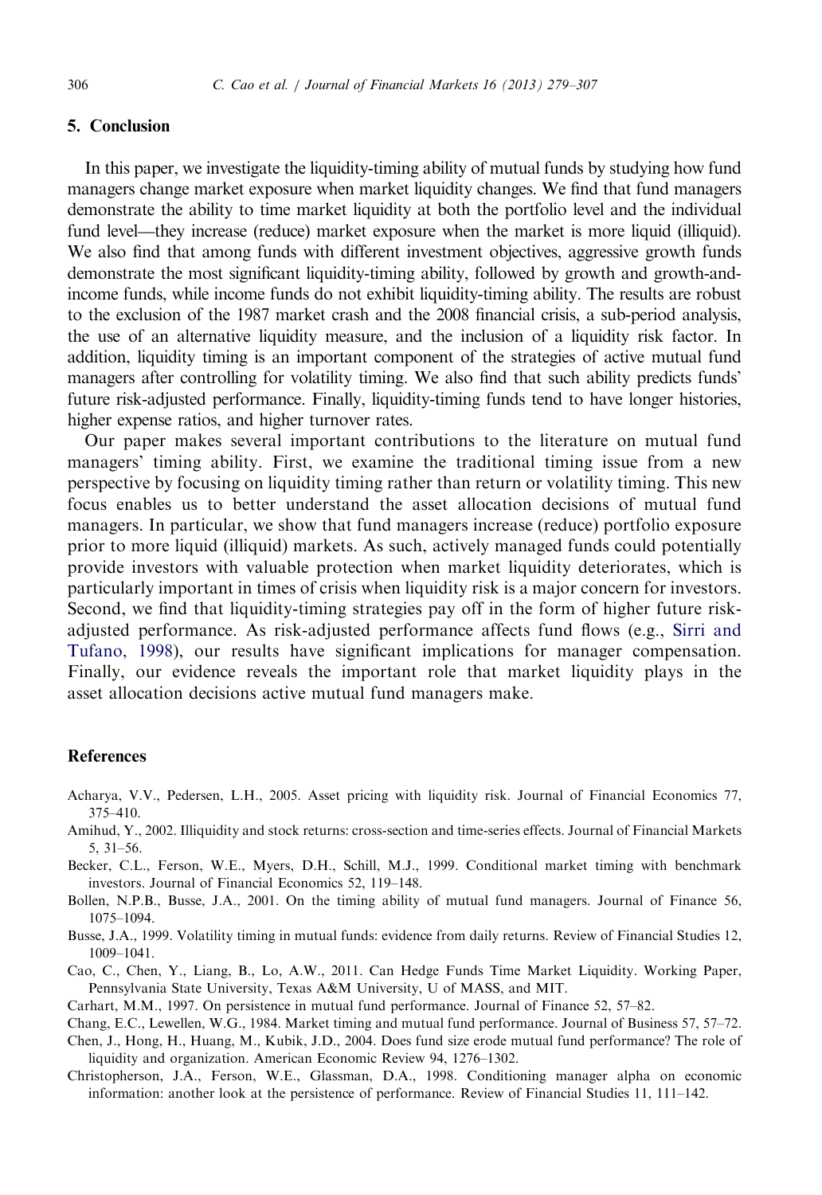## 5. Conclusion

In this paper, we investigate the liquidity-timing ability of mutual funds by studying how fund managers change market exposure when market liquidity changes. We find that fund managers demonstrate the ability to time market liquidity at both the portfolio level and the individual fund level—they increase (reduce) market exposure when the market is more liquid (illiquid). We also find that among funds with different investment objectives, aggressive growth funds demonstrate the most significant liquidity-timing ability, followed by growth and growth-and-income funds, while income funds do not exhibit liquidity-timing ability. The results are robust to the exclusion of the 1987 market crash and the 2008 financial crisis, a sub-period analysis, the use of an alternative liquidity measure, and the inclusion of a liquidity risk factor. In addition, liquidity timing is an important component of the strategies of active mutual fund managers after controlling for volatility timing. We also find that such ability predicts funds' future risk-adjusted performance. Finally, liquidity-timing funds tend to have longer histories, higher expense ratios, and higher turnover rates.

Our paper makes several important contributions to the literature on mutual fund managers' timing ability. First, we examine the traditional timing issue from a new perspective by focusing on liquidity timing rather than return or volatility timing. This new focus enables us to better understand the asset allocation decisions of mutual fund managers. In particular, we show that fund managers increase (reduce) portfolio exposure prior to more liquid (illiquid) markets. As such, actively managed funds could potentially provide investors with valuable protection when market liquidity deteriorates, which is particularly important in times of crisis when liquidity risk is a major concern for investors. Second, we find that liquidity-timing strategies pay off in the form of higher future risk-adjusted performance. As risk-adjusted performance affects fund flows (e.g., Sirri and Tufano, 1998), our results have significant implications for manager compensation. Finally, our evidence reveals the important role that market liquidity plays in the asset allocation decisions active mutual fund managers make.

## References

Acharya, V.V., Pedersen, L.H., 2005. Asset pricing with liquidity risk. Journal of Financial Economics 77, 375–410.

Amihud, Y., 2002. Illiquidity and stock returns: cross-section and time-series effects. Journal of Financial Markets 5, 31–56.

Becker, C.L., Ferson, W.E., Myers, D.H., Schill, M.J., 1999. Conditional market timing with benchmark investors. Journal of Financial Economics 52, 119–148.

Bollen, N.P.B., Busse, J.A., 2001. On the timing ability of mutual fund managers. Journal of Finance 56, 1075–1094.

Busse, J.A., 1999. Volatility timing in mutual funds: evidence from daily returns. Review of Financial Studies 12, 1009–1041.

Cao, C., Chen, Y., Liang, B., Lo, A.W., 2011. Can Hedge Funds Time Market Liquidity. Working Paper, Pennsylvania State University, Texas A&M University, U of MASS, and MIT.

Carhart, M.M., 1997. On persistence in mutual fund performance. Journal of Finance 52, 57–82.

Chang, E.C., Lewellen, W.G., 1984. Market timing and mutual fund performance. Journal of Business 57, 57–72.

Chen, J., Hong, H., Huang, M., Kubik, J.D., 2004. Does fund size erode mutual fund performance? The role of liquidity and organization. American Economic Review 94, 1276–1302.

Christopherson, J.A., Ferson, W.E., Glassman, D.A., 1998. Conditioning manager alpha on economic information: another look at the persistence of performance. Review of Financial Studies 11, 111–142.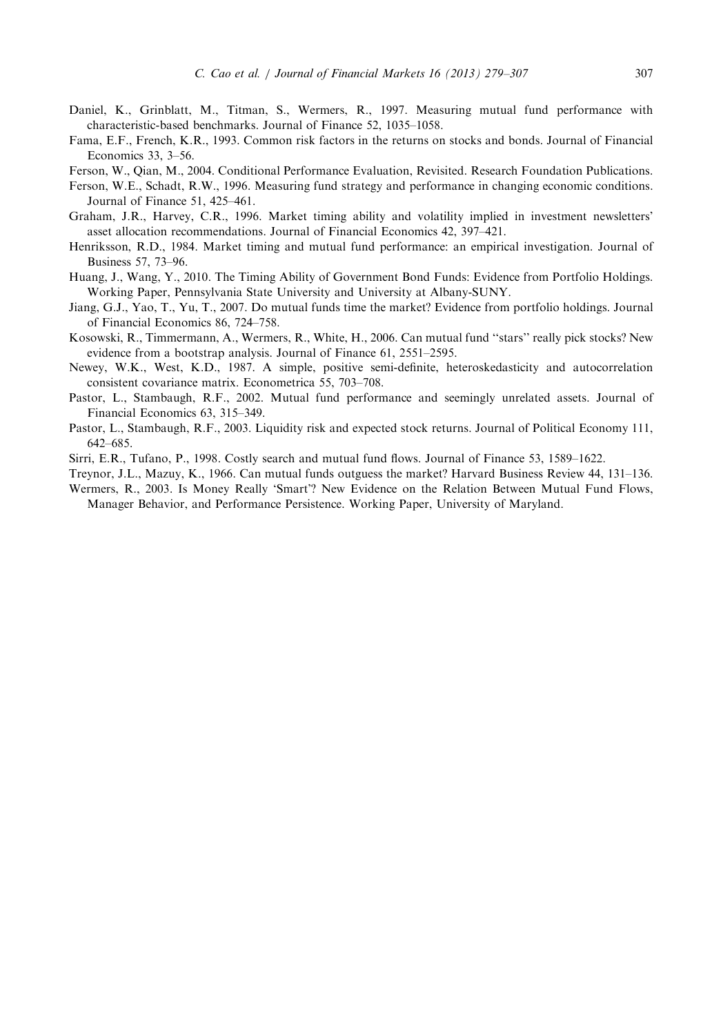Daniel, K., Grinblatt, M., Titman, S., Wermers, R., 1997. Measuring mutual fund performance with characteristic-based benchmarks. Journal of Finance 52, 1035–1058.

Fama, E.F., French, K.R., 1993. Common risk factors in the returns on stocks and bonds. Journal of Financial Economics 33, 3–56.

Ferson, W., Qian, M., 2004. Conditional Performance Evaluation, Revisited. Research Foundation Publications.

Ferson, W.E., Schadt, R.W., 1996. Measuring fund strategy and performance in changing economic conditions. Journal of Finance 51, 425–461.

Graham, J.R., Harvey, C.R., 1996. Market timing ability and volatility implied in investment newsletters' asset allocation recommendations. Journal of Financial Economics 42, 397–421.

Henriksson, R.D., 1984. Market timing and mutual fund performance: an empirical investigation. Journal of Business 57, 73–96.

Huang, J., Wang, Y., 2010. The Timing Ability of Government Bond Funds: Evidence from Portfolio Holdings. Working Paper, Pennsylvania State University and University at Albany-SUNY.

Jiang, G.J., Yao, T., Yu, T., 2007. Do mutual funds time the market? Evidence from portfolio holdings. Journal of Financial Economics 86, 724–758.

Kosowski, R., Timmermann, A., Wermers, R., White, H., 2006. Can mutual fund "stars" really pick stocks? New evidence from a bootstrap analysis. Journal of Finance 61, 2551–2595.

Newey, W.K., West, K.D., 1987. A simple, positive semi-definite, heteroskedasticity and autocorrelation consistent covariance matrix. Econometrica 55, 703–708.

Pastor, L., Stambaugh, R.F., 2002. Mutual fund performance and seemingly unrelated assets. Journal of Financial Economics 63, 315–349.

Pastor, L., Stambaugh, R.F., 2003. Liquidity risk and expected stock returns. Journal of Political Economy 111, 642–685.

Sirri, E.R., Tufano, P., 1998. Costly search and mutual fund flows. Journal of Finance 53, 1589–1622.

Treynor, J.L., Mazuy, K., 1966. Can mutual funds outguess the market? Harvard Business Review 44, 131–136.

Wermers, R., 2003. Is Money Really 'Smart'? New Evidence on the Relation Between Mutual Fund Flows, Manager Behavior, and Performance Persistence. Working Paper, University of Maryland.